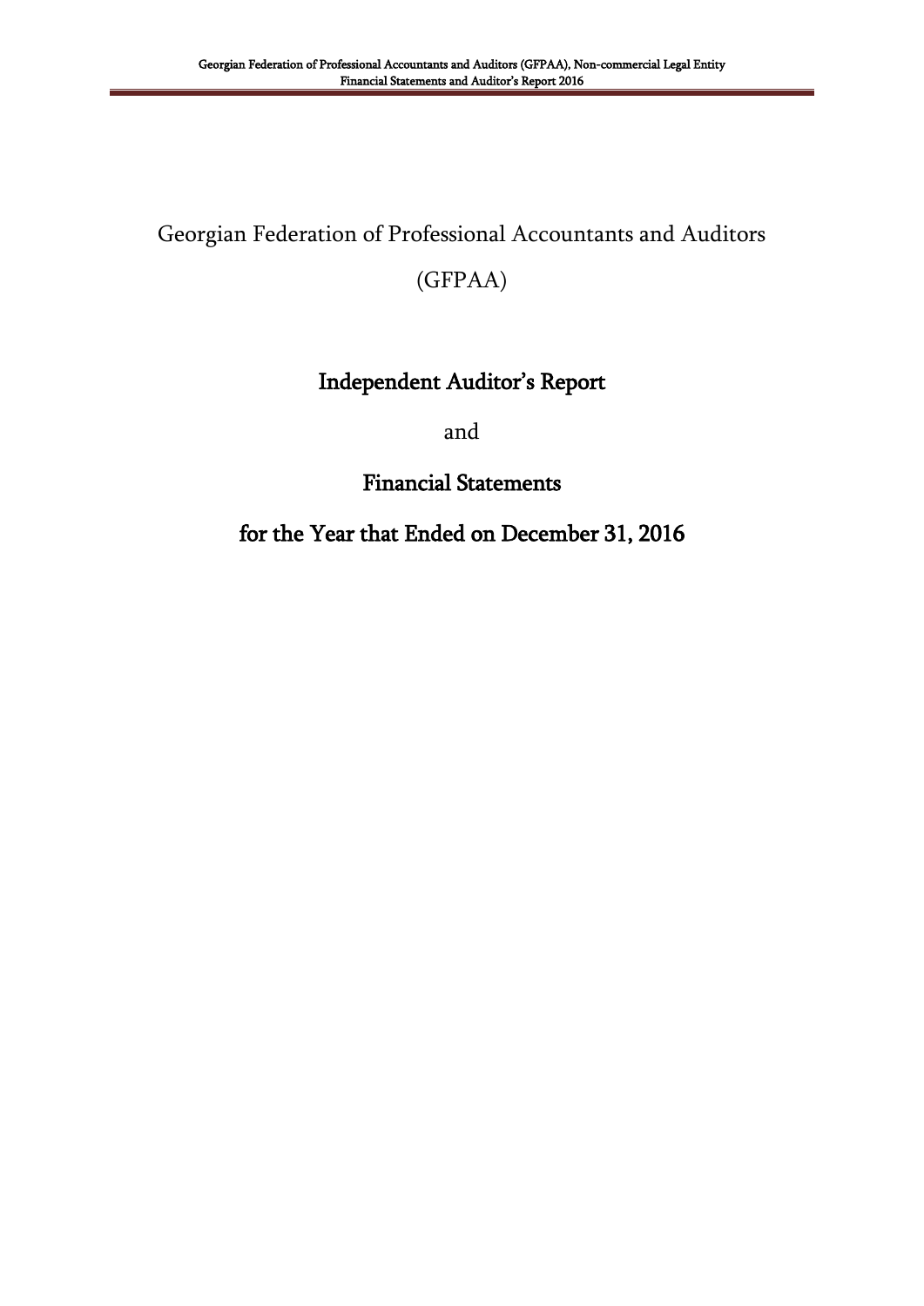# Georgian Federation of Professional Accountants and Auditors

# (GFPAA)

## Independent Auditor's Report

and

## Financial Statements

## for the Year that Ended on December 31, 2016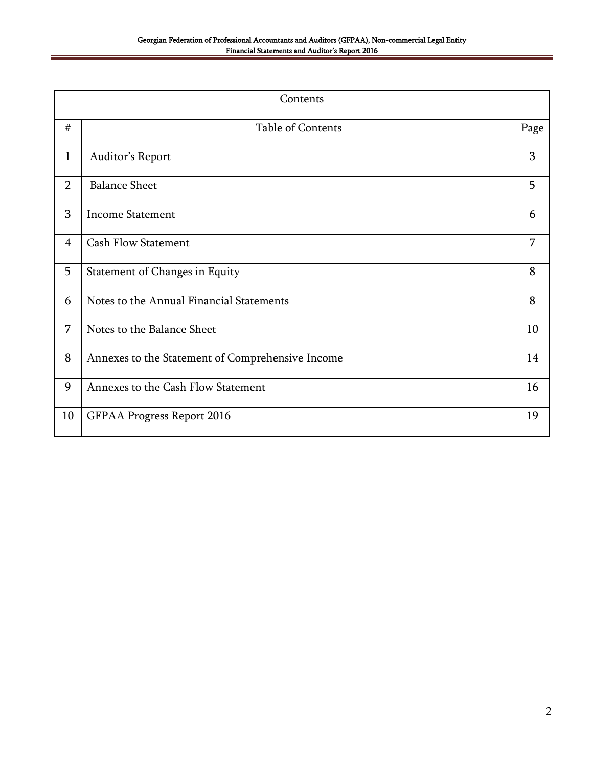| Contents | | |
|---|---|---|
| # | Table of Contents | Page |
| 1 | Auditor's Report | 3 |
| 2 | Balance Sheet | 5 |
| 3 | Income Statement | 6 |
| 4 | Cash Flow Statement | 7 |
| 5 | Statement of Changes in Equity | 8 |
| 6 | Notes to the Annual Financial Statements | 8 |
| 7 | Notes to the Balance Sheet | 10 |
| 8 | Annexes to the Statement of Comprehensive Income | 14 |
| 9 | Annexes to the Cash Flow Statement | 16 |
| 10 | GFPAA Progress Report 2016 | 19 |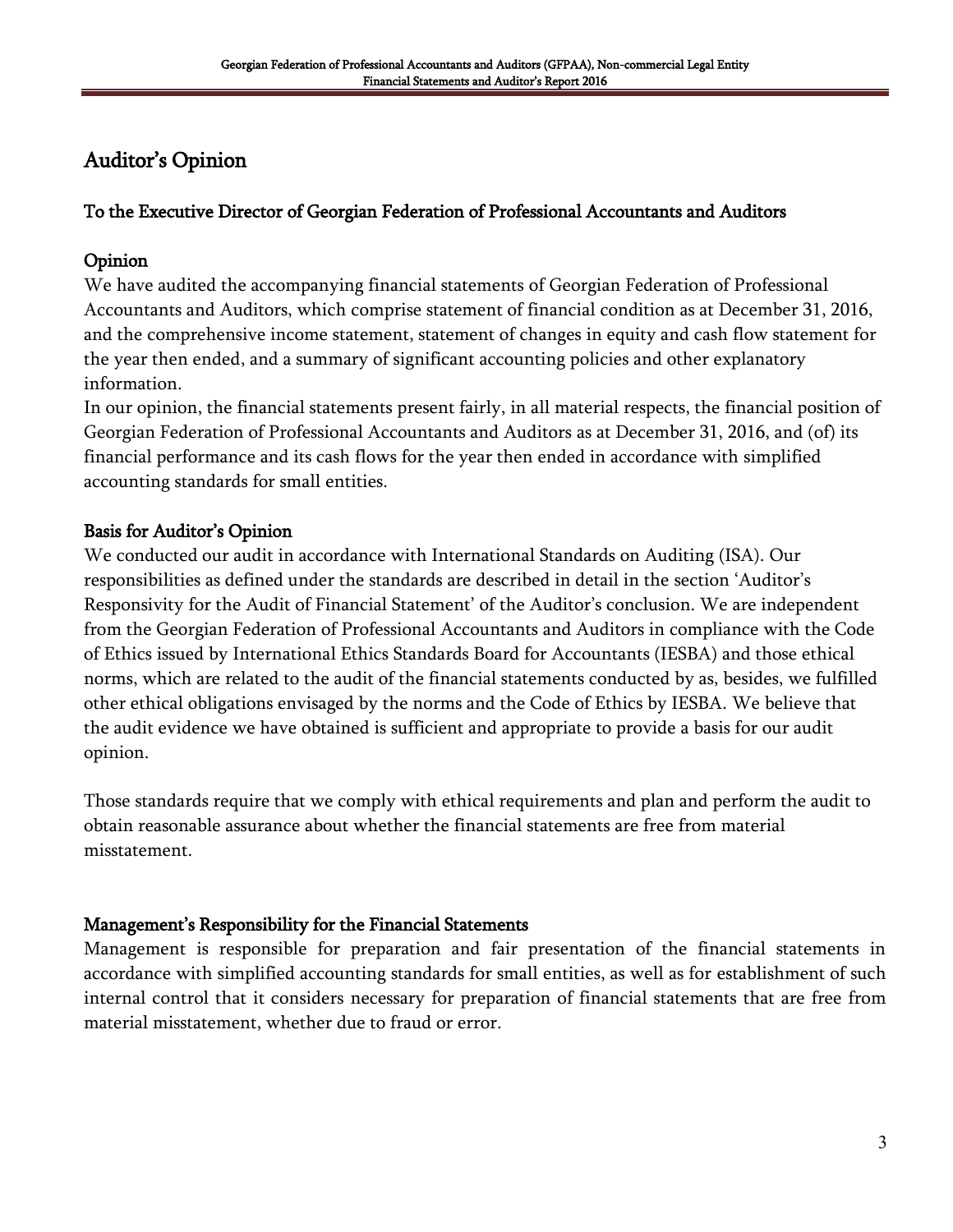# Auditor's Opinion

## To the Executive Director of Georgian Federation of Professional Accountants and Auditors

### Opinion

We have audited the accompanying financial statements of Georgian Federation of Professional Accountants and Auditors, which comprise statement of financial condition as at December 31, 2016, and the comprehensive income statement, statement of changes in equity and cash flow statement for the year then ended, and a summary of significant accounting policies and other explanatory information.

In our opinion, the financial statements present fairly, in all material respects, the financial position of Georgian Federation of Professional Accountants and Auditors as at December 31, 2016, and (of) its financial performance and its cash flows for the year then ended in accordance with simplified accounting standards for small entities.

### Basis for Auditor's Opinion

We conducted our audit in accordance with International Standards on Auditing (ISA). Our responsibilities as defined under the standards are described in detail in the section 'Auditor's Responsivity for the Audit of Financial Statement' of the Auditor's conclusion. We are independent from the Georgian Federation of Professional Accountants and Auditors in compliance with the Code of Ethics issued by International Ethics Standards Board for Accountants (IESBA) and those ethical norms, which are related to the audit of the financial statements conducted by as, besides, we fulfilled other ethical obligations envisaged by the norms and the Code of Ethics by IESBA. We believe that the audit evidence we have obtained is sufficient and appropriate to provide a basis for our audit opinion.

Those standards require that we comply with ethical requirements and plan and perform the audit to obtain reasonable assurance about whether the financial statements are free from material misstatement.

### Management's Responsibility for the Financial Statements

Management is responsible for preparation and fair presentation of the financial statements in accordance with simplified accounting standards for small entities, as well as for establishment of such internal control that it considers necessary for preparation of financial statements that are free from material misstatement, whether due to fraud or error.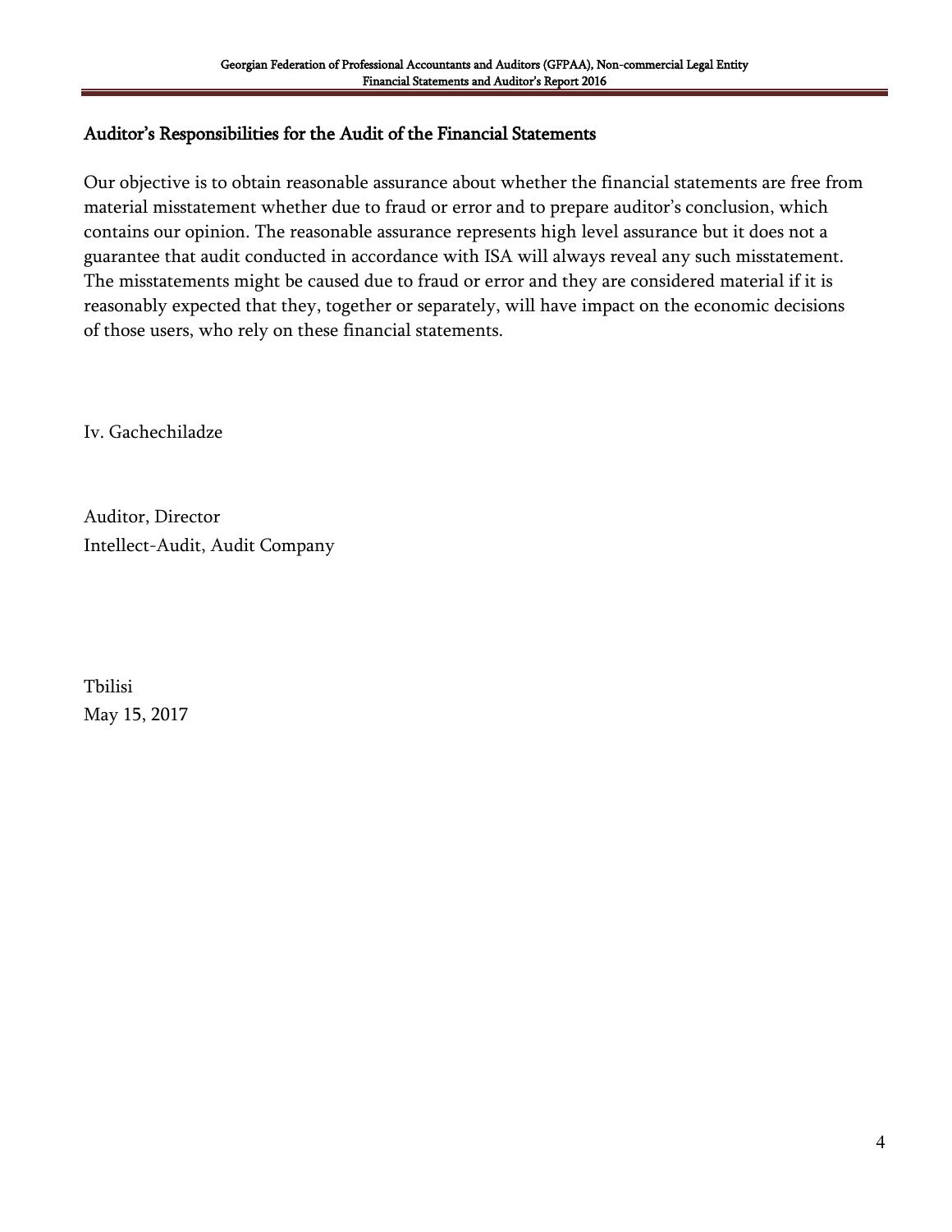## Auditor's Responsibilities for the Audit of the Financial Statements

Our objective is to obtain reasonable assurance about whether the financial statements are free from material misstatement whether due to fraud or error and to prepare auditor's conclusion, which contains our opinion. The reasonable assurance represents high level assurance but it does not a guarantee that audit conducted in accordance with ISA will always reveal any such misstatement. The misstatements might be caused due to fraud or error and they are considered material if it is reasonably expected that they, together or separately, will have impact on the economic decisions of those users, who rely on these financial statements.

Iv. Gachechiladze

Auditor, Director
Intellect-Audit, Audit Company

Tbilisi
May 15, 2017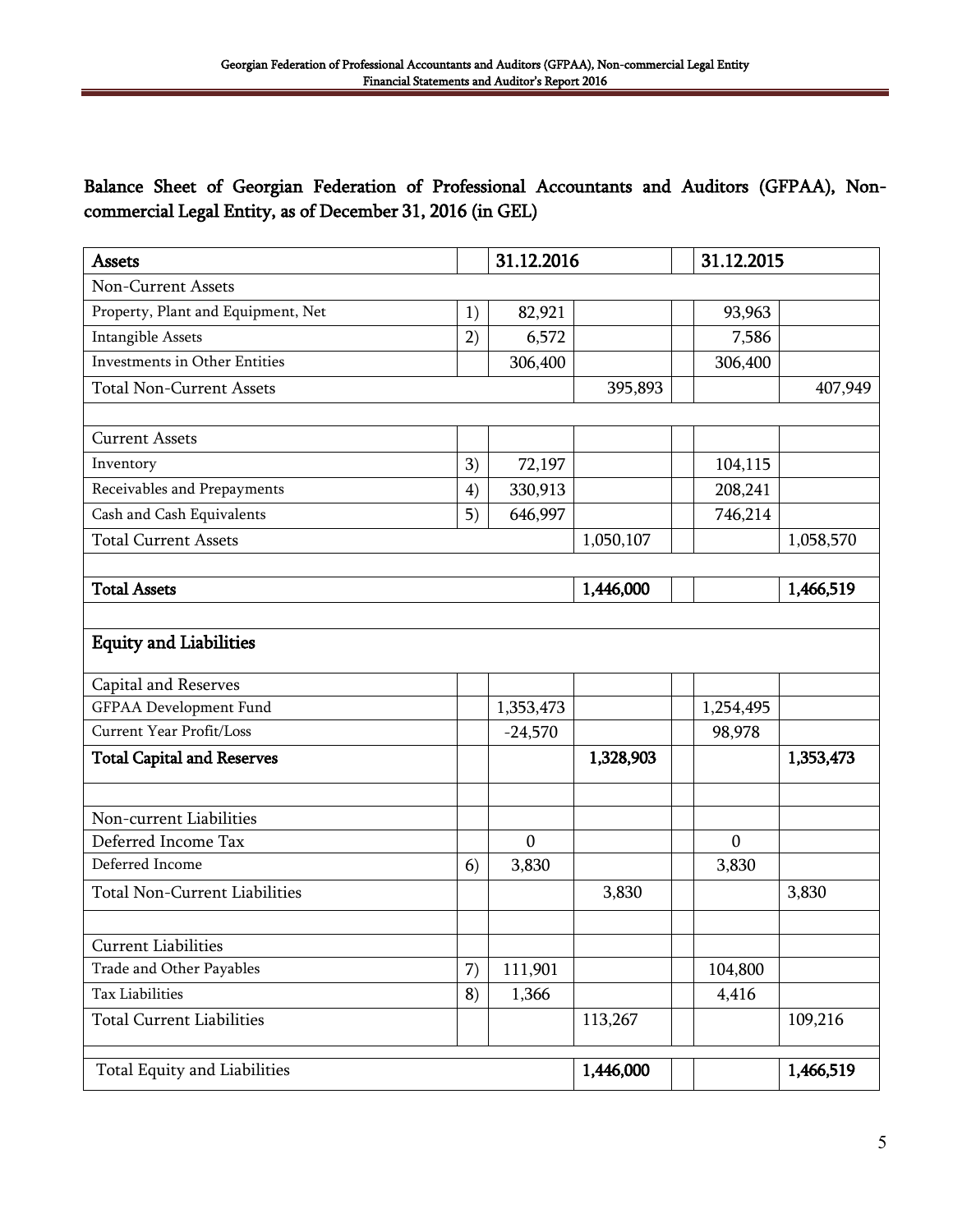## Balance Sheet of Georgian Federation of Professional Accountants and Auditors (GFPAA), Non-commercial Legal Entity, as of December 31, 2016 (in GEL)

| **Assets** | | **31.12.2016** | | | **31.12.2015** | |
|---|---|---|---|---|---|---|
| Non-Current Assets | | | | | | |
| Property, Plant and Equipment, Net | 1) | 82,921 | | | 93,963 | |
| Intangible Assets | 2) | 6,572 | | | 7,586 | |
| Investments in Other Entities | | 306,400 | | | 306,400 | |
| Total Non-Current Assets | | | 395,893 | | | 407,949 |
| | | | | | | |
| Current Assets | | | | | | |
| Inventory | 3) | 72,197 | | | 104,115 | |
| Receivables and Prepayments | 4) | 330,913 | | | 208,241 | |
| Cash and Cash Equivalents | 5) | 646,997 | | | 746,214 | |
| Total Current Assets | | | 1,050,107 | | | 1,058,570 |
| | | | | | | |
| **Total Assets** | | | **1,446,000** | | | **1,466,519** |
| | | | | | | |
| **Equity and Liabilities** | | | | | | |
| Capital and Reserves | | | | | | |
| GFPAA Development Fund | | 1,353,473 | | | 1,254,495 | |
| Current Year Profit/Loss | | -24,570 | | | 98,978 | |
| **Total Capital and Reserves** | | | **1,328,903** | | | **1,353,473** |
| | | | | | | |
| Non-current Liabilities | | | | | | |
| Deferred Income Tax | | 0 | | | 0 | |
| Deferred Income | 6) | 3,830 | | | 3,830 | |
| Total Non-Current Liabilities | | | 3,830 | | | 3,830 |
| | | | | | | |
| Current Liabilities | | | | | | |
| Trade and Other Payables | 7) | 111,901 | | | 104,800 | |
| Tax Liabilities | 8) | 1,366 | | | 4,416 | |
| Total Current Liabilities | | | 113,267 | | | 109,216 |
| | | | | | | |
| Total Equity and Liabilities | | | **1,446,000** | | | **1,466,519** |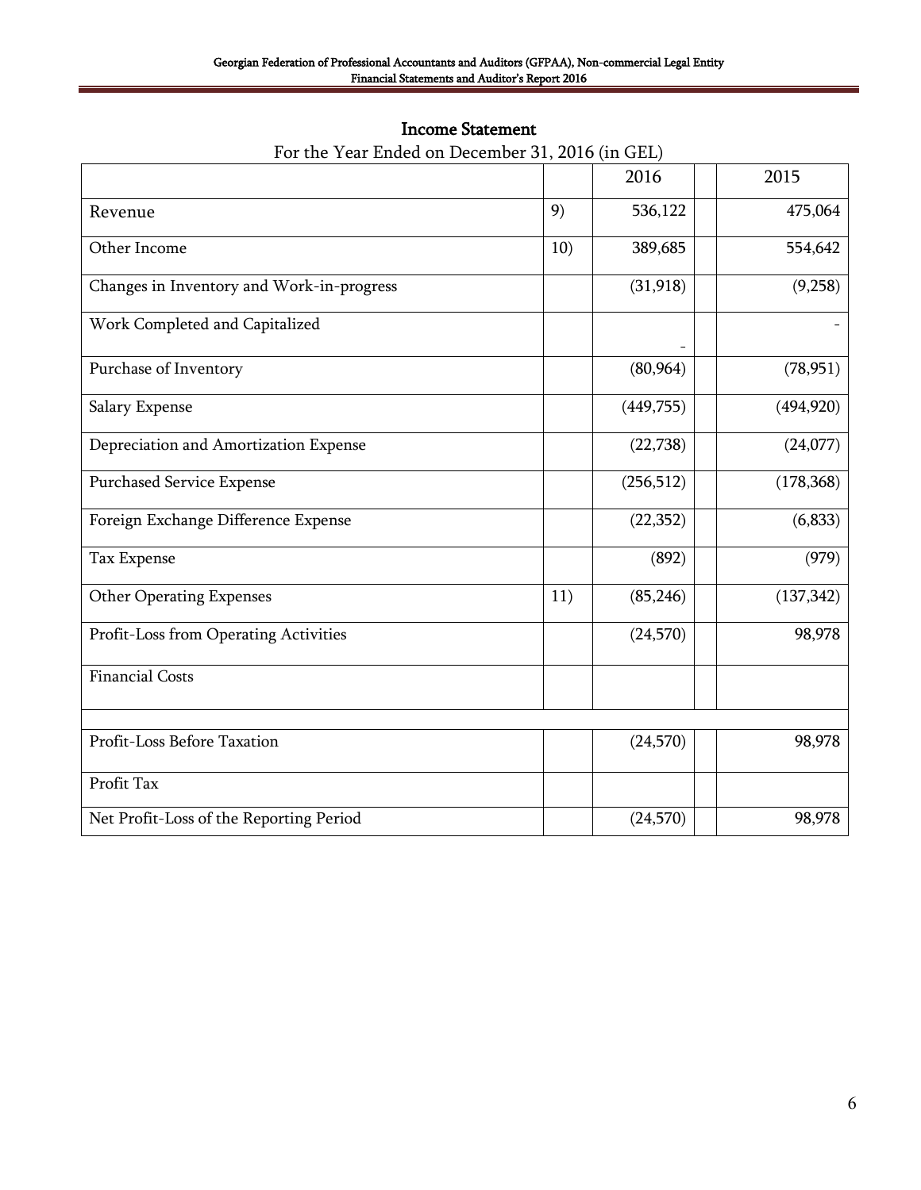# Income Statement

For the Year Ended on December 31, 2016 (in GEL)

| | | 2016 | | 2015 |
|---|---|---|---|---|
| Revenue | 9) | 536,122 | | 475,064 |
| Other Income | 10) | 389,685 | | 554,642 |
| Changes in Inventory and Work-in-progress | | (31,918) | | (9,258) |
| Work Completed and Capitalized | | - | | - |
| Purchase of Inventory | | (80,964) | | (78,951) |
| Salary Expense | | (449,755) | | (494,920) |
| Depreciation and Amortization Expense | | (22,738) | | (24,077) |
| Purchased Service Expense | | (256,512) | | (178,368) |
| Foreign Exchange Difference Expense | | (22,352) | | (6,833) |
| Tax Expense | | (892) | | (979) |
| Other Operating Expenses | 11) | (85,246) | | (137,342) |
| Profit-Loss from Operating Activities | | (24,570) | | 98,978 |
| Financial Costs | | | | |
| | | | | |
| Profit-Loss Before Taxation | | (24,570) | | 98,978 |
| Profit Tax | | | | |
| Net Profit-Loss of the Reporting Period | | (24,570) | | 98,978 |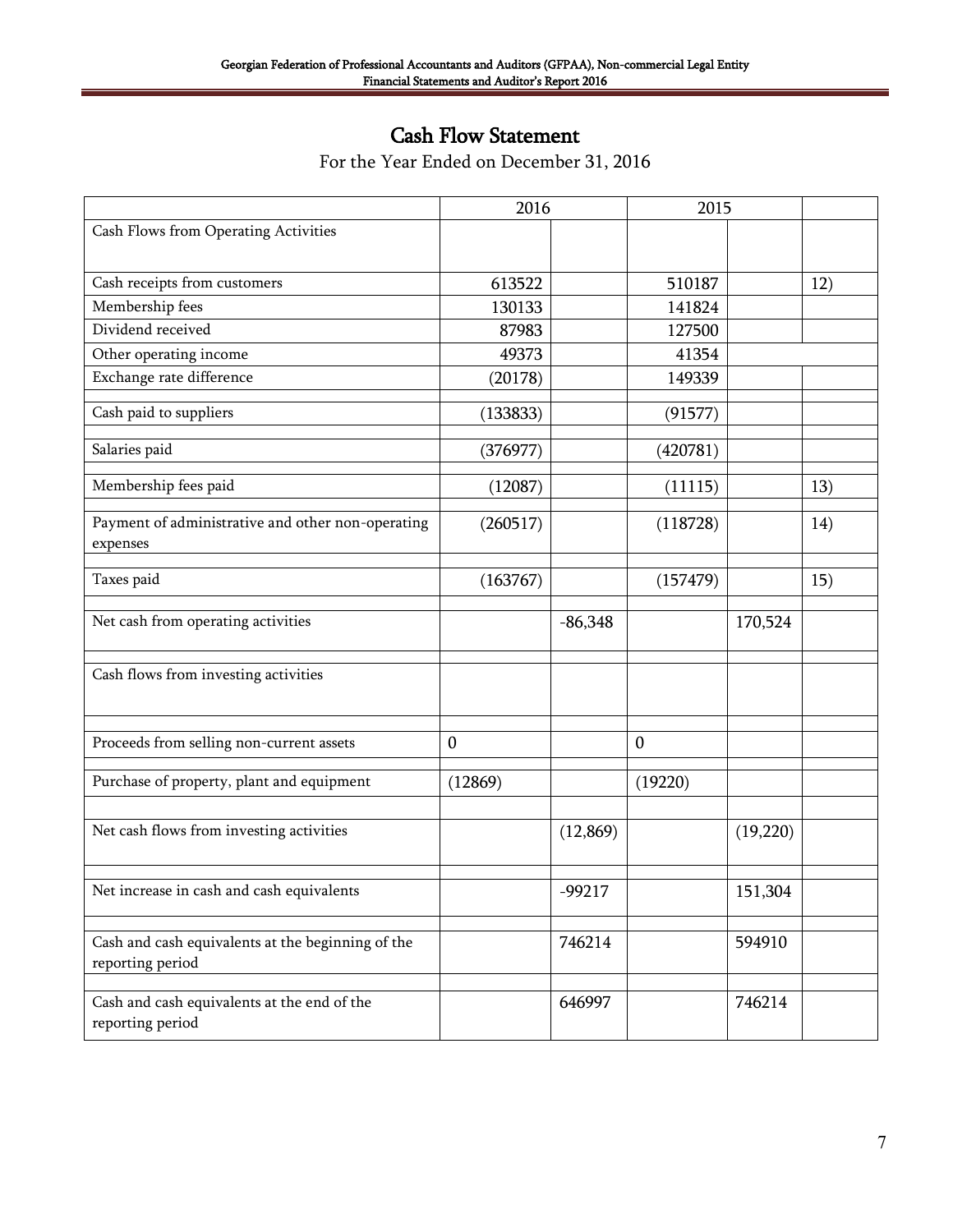# Cash Flow Statement

For the Year Ended on December 31, 2016

| | 2016 | | 2015 | | |
|---|---|---|---|---|---|
| Cash Flows from Operating Activities | | | | | |
| Cash receipts from customers | 613522 | | 510187 | | 12) |
| Membership fees | 130133 | | 141824 | | |
| Dividend received | 87983 | | 127500 | | |
| Other operating income | 49373 | | 41354 | | |
| Exchange rate difference | (20178) | | 149339 | | |
| Cash paid to suppliers | (133833) | | (91577) | | |
| Salaries paid | (376977) | | (420781) | | |
| Membership fees paid | (12087) | | (11115) | | 13) |
| Payment of administrative and other non-operating expenses | (260517) | | (118728) | | 14) |
| Taxes paid | (163767) | | (157479) | | 15) |
| Net cash from operating activities | | -86,348 | | 170,524 | |
| Cash flows from investing activities | | | | | |
| Proceeds from selling non-current assets | 0 | | 0 | | |
| Purchase of property, plant and equipment | (12869) | | (19220) | | |
| Net cash flows from investing activities | | (12,869) | | (19,220) | |
| Net increase in cash and cash equivalents | | -99217 | | 151,304 | |
| Cash and cash equivalents at the beginning of the reporting period | | 746214 | | 594910 | |
| Cash and cash equivalents at the end of the reporting period | | 646997 | | 746214 | |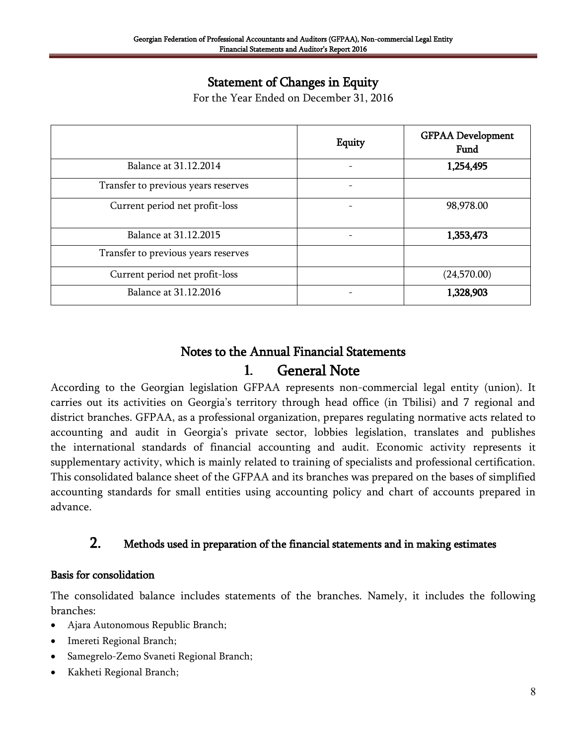## Statement of Changes in Equity

For the Year Ended on December 31, 2016

| | Equity | GFPAA Development Fund |
|---|---|---|
| Balance at 31.12.2014 | - | **1,254,495** |
| Transfer to previous years reserves | - | |
| Current period net profit-loss | - | 98,978.00 |
| Balance at 31.12.2015 | - | **1,353,473** |
| Transfer to previous years reserves | | |
| Current period net profit-loss | | (24,570.00) |
| Balance at 31.12.2016 | - | **1,328,903** |

## Notes to the Annual Financial Statements

# 1. General Note

According to the Georgian legislation GFPAA represents non-commercial legal entity (union). It carries out its activities on Georgia's territory through head office (in Tbilisi) and 7 regional and district branches. GFPAA, as a professional organization, prepares regulating normative acts related to accounting and audit in Georgia's private sector, lobbies legislation, translates and publishes the international standards of financial accounting and audit. Economic activity represents it supplementary activity, which is mainly related to training of specialists and professional certification. This consolidated balance sheet of the GFPAA and its branches was prepared on the bases of simplified accounting standards for small entities using accounting policy and chart of accounts prepared in advance.

## 2. Methods used in preparation of the financial statements and in making estimates

### Basis for consolidation

The consolidated balance includes statements of the branches. Namely, it includes the following branches:

- Ajara Autonomous Republic Branch;
- Imereti Regional Branch;
- Samegrelo-Zemo Svaneti Regional Branch;
- Kakheti Regional Branch;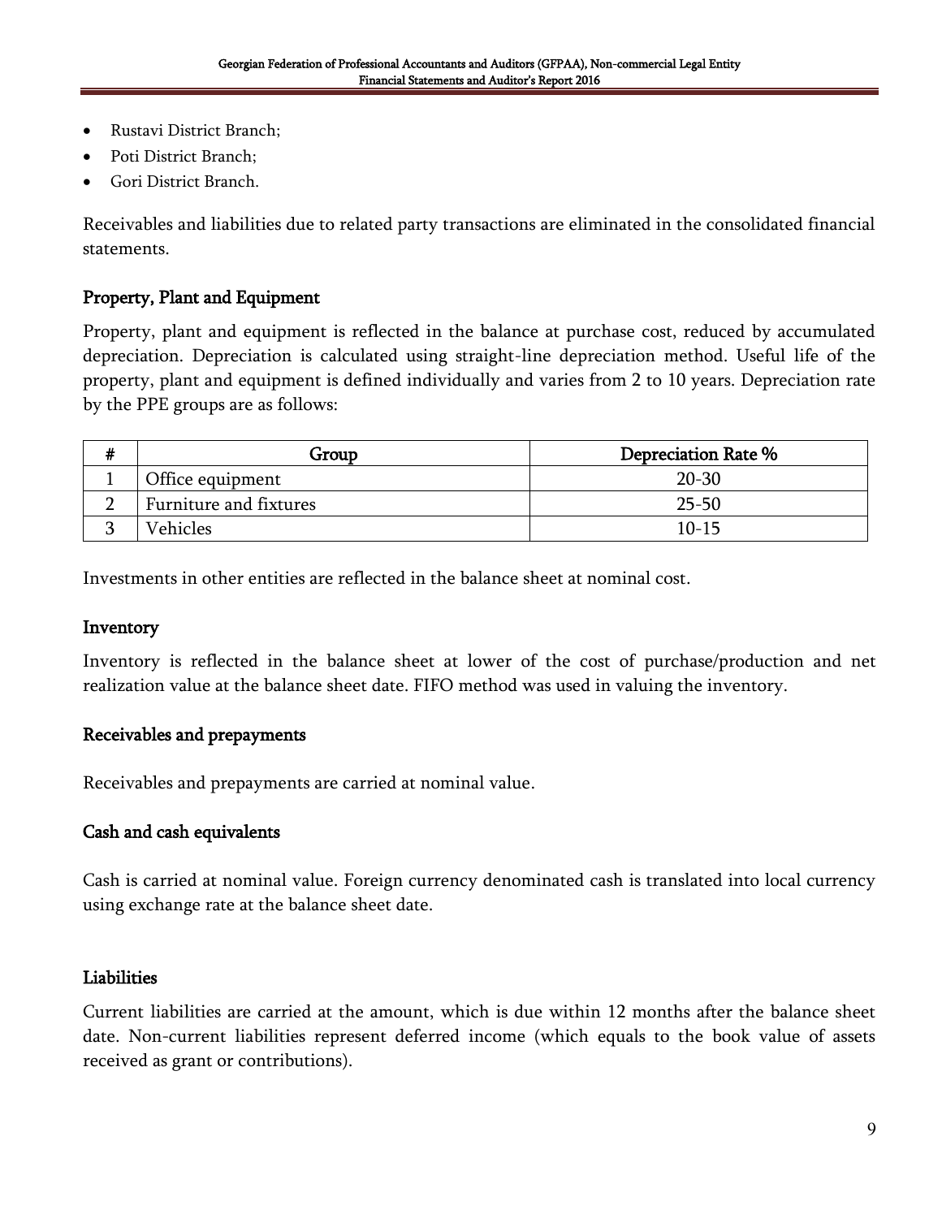- Rustavi District Branch;
- Poti District Branch;
- Gori District Branch.

Receivables and liabilities due to related party transactions are eliminated in the consolidated financial statements.

## Property, Plant and Equipment

Property, plant and equipment is reflected in the balance at purchase cost, reduced by accumulated depreciation. Depreciation is calculated using straight-line depreciation method. Useful life of the property, plant and equipment is defined individually and varies from 2 to 10 years. Depreciation rate by the PPE groups are as follows:

| # | Group | Depreciation Rate % |
|---|---|---|
| 1 | Office equipment | 20-30 |
| 2 | Furniture and fixtures | 25-50 |
| 3 | Vehicles | 10-15 |

Investments in other entities are reflected in the balance sheet at nominal cost.

## Inventory

Inventory is reflected in the balance sheet at lower of the cost of purchase/production and net realization value at the balance sheet date. FIFO method was used in valuing the inventory.

## Receivables and prepayments

Receivables and prepayments are carried at nominal value.

## Cash and cash equivalents

Cash is carried at nominal value. Foreign currency denominated cash is translated into local currency using exchange rate at the balance sheet date.

## Liabilities

Current liabilities are carried at the amount, which is due within 12 months after the balance sheet date. Non-current liabilities represent deferred income (which equals to the book value of assets received as grant or contributions).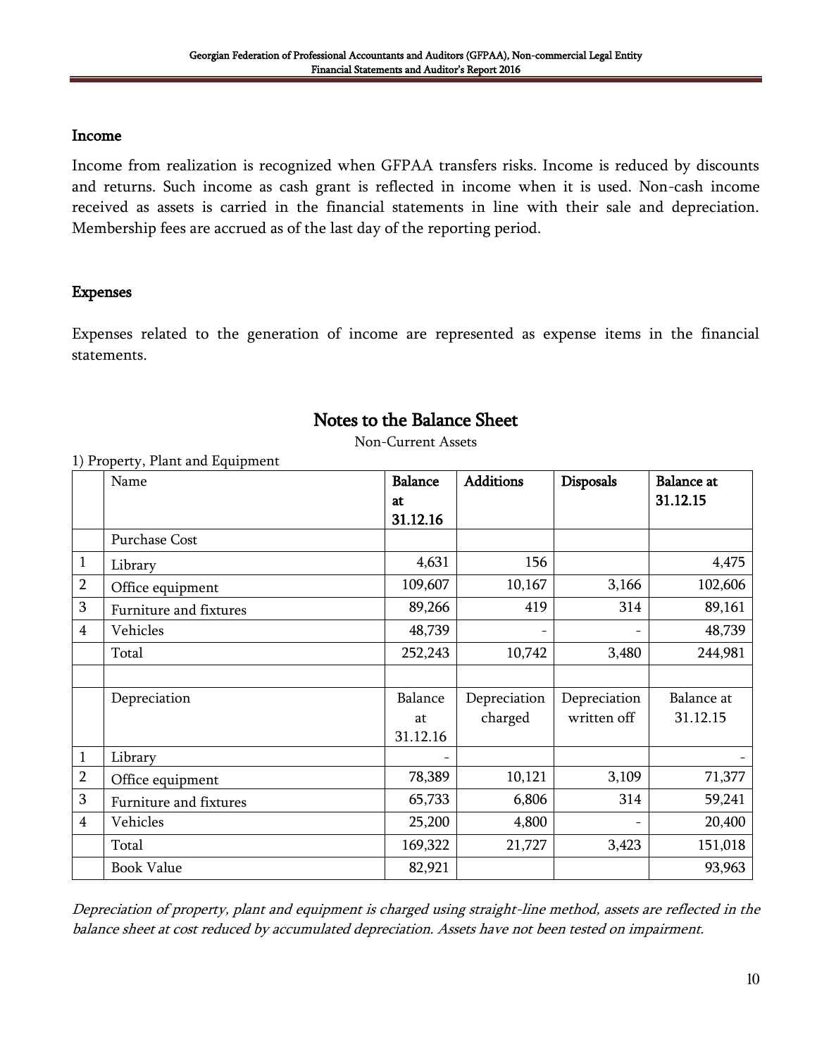## Income

Income from realization is recognized when GFPAA transfers risks. Income is reduced by discounts and returns. Such income as cash grant is reflected in income when it is used. Non-cash income received as assets is carried in the financial statements in line with their sale and depreciation. Membership fees are accrued as of the last day of the reporting period.

## Expenses

Expenses related to the generation of income are represented as expense items in the financial statements.

# Notes to the Balance Sheet

Non-Current Assets

1) Property, Plant and Equipment

| | Name | **Balance at 31.12.16** | **Additions** | **Disposals** | **Balance at 31.12.15** |
|---|---|---|---|---|---|
| | Purchase Cost | | | | |
| 1 | Library | 4,631 | 156 | | 4,475 |
| 2 | Office equipment | 109,607 | 10,167 | 3,166 | 102,606 |
| 3 | Furniture and fixtures | 89,266 | 419 | 314 | 89,161 |
| 4 | Vehicles | 48,739 | - | - | 48,739 |
| | Total | 252,243 | 10,742 | 3,480 | 244,981 |
| | | | | | |
| | Depreciation | Balance at 31.12.16 | Depreciation charged | Depreciation written off | Balance at 31.12.15 |
| 1 | Library | - | | | - |
| 2 | Office equipment | 78,389 | 10,121 | 3,109 | 71,377 |
| 3 | Furniture and fixtures | 65,733 | 6,806 | 314 | 59,241 |
| 4 | Vehicles | 25,200 | 4,800 | - | 20,400 |
| | Total | 169,322 | 21,727 | 3,423 | 151,018 |
| | Book Value | 82,921 | | | 93,963 |

*Depreciation of property, plant and equipment is charged using straight-line method, assets are reflected in the balance sheet at cost reduced by accumulated depreciation. Assets have not been tested on impairment.*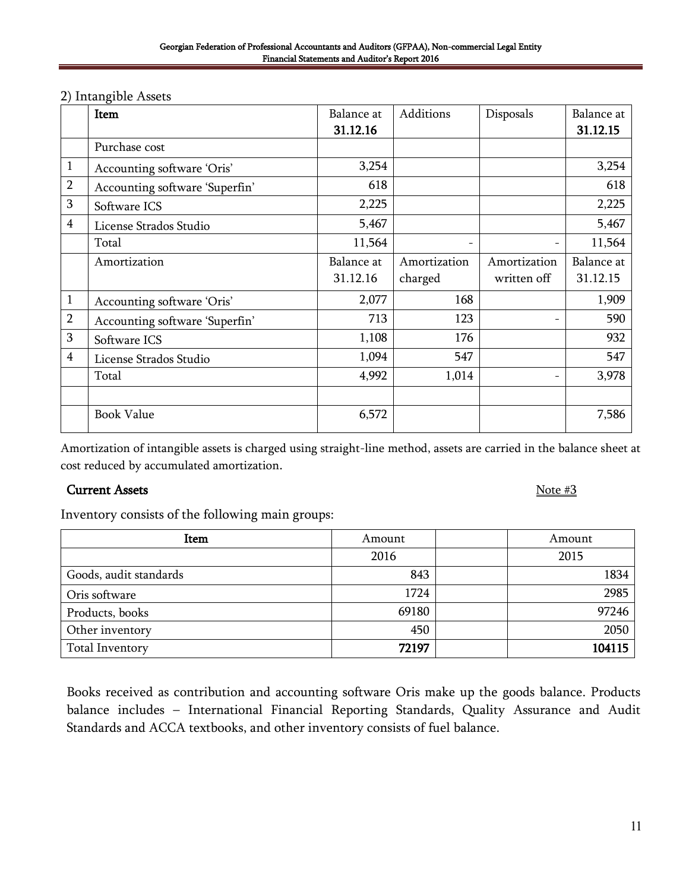2) Intangible Assets

| | Item | Balance at **31.12.16** | Additions | Disposals | Balance at **31.12.15** |
|---|---|---|---|---|---|
| | Purchase cost | | | | |
| 1 | Accounting software 'Oris' | 3,254 | | | 3,254 |
| 2 | Accounting software 'Superfin' | 618 | | | 618 |
| 3 | Software ICS | 2,225 | | | 2,225 |
| 4 | License Strados Studio | 5,467 | | | 5,467 |
| | Total | 11,564 | - | - | 11,564 |
| | Amortization | Balance at 31.12.16 | Amortization charged | Amortization written off | Balance at 31.12.15 |
| 1 | Accounting software 'Oris' | 2,077 | 168 | | 1,909 |
| 2 | Accounting software 'Superfin' | 713 | 123 | - | 590 |
| 3 | Software ICS | 1,108 | 176 | | 932 |
| 4 | License Strados Studio | 1,094 | 547 | | 547 |
| | Total | 4,992 | 1,014 | - | 3,978 |
| | | | | | |
| | Book Value | 6,572 | | | 7,586 |

Amortization of intangible assets is charged using straight-line method, assets are carried in the balance sheet at cost reduced by accumulated amortization.

**Current Assets** Note #3

Inventory consists of the following main groups:

| Item | Amount | | Amount |
|---|---|---|---|
| | 2016 | | 2015 |
| Goods, audit standards | 843 | | 1834 |
| Oris software | 1724 | | 2985 |
| Products, books | 69180 | | 97246 |
| Other inventory | 450 | | 2050 |
| Total Inventory | **72197** | | **104115** |

Books received as contribution and accounting software Oris make up the goods balance. Products balance includes – International Financial Reporting Standards, Quality Assurance and Audit Standards and ACCA textbooks, and other inventory consists of fuel balance.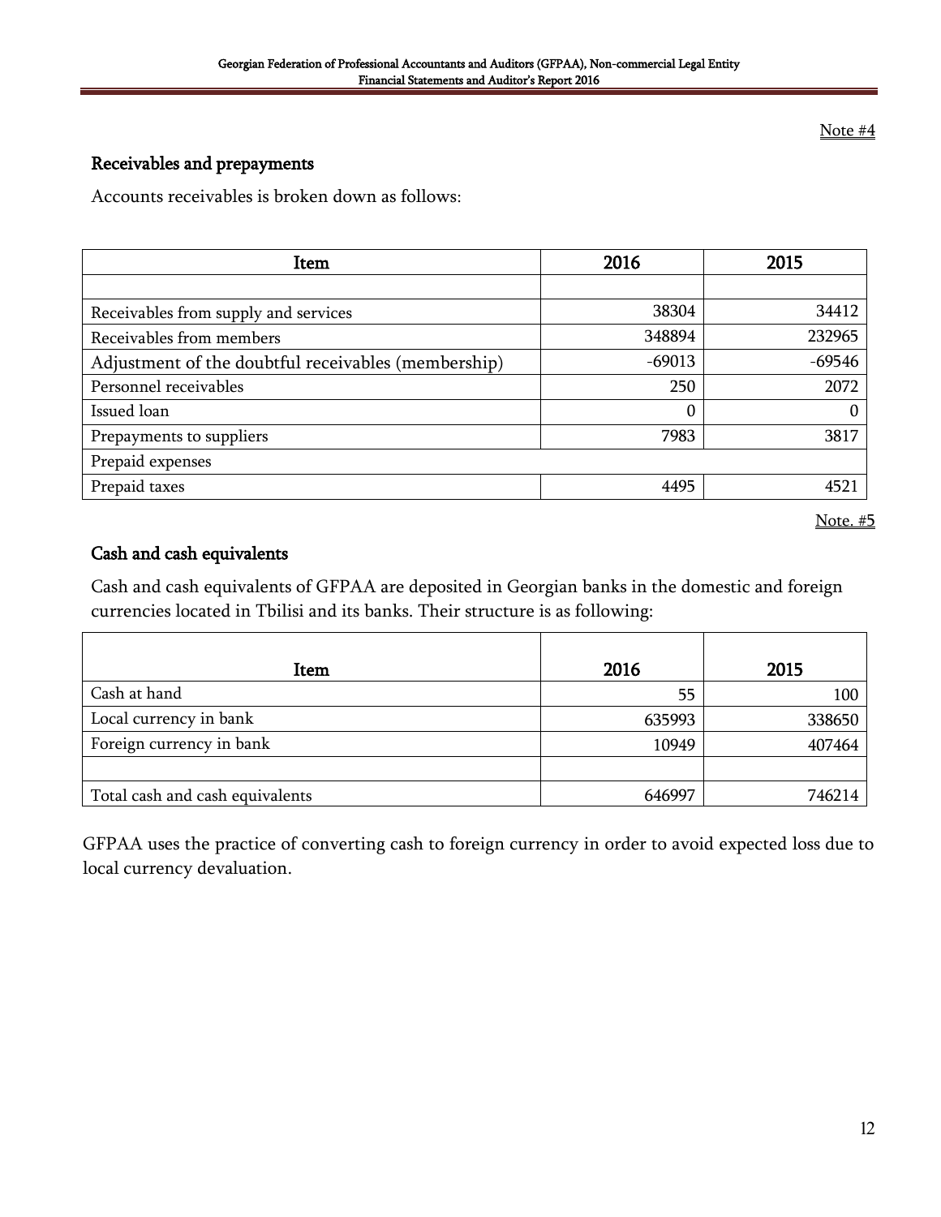Note #4

## Receivables and prepayments

Accounts receivables is broken down as follows:

| Item | 2016 | 2015 |
|---|---|---|
| | | |
| Receivables from supply and services | 38304 | 34412 |
| Receivables from members | 348894 | 232965 |
| Adjustment of the doubtful receivables (membership) | -69013 | -69546 |
| Personnel receivables | 250 | 2072 |
| Issued loan | 0 | 0 |
| Prepayments to suppliers | 7983 | 3817 |
| Prepaid expenses | | |
| Prepaid taxes | 4495 | 4521 |

Note. #5

## Cash and cash equivalents

Cash and cash equivalents of GFPAA are deposited in Georgian banks in the domestic and foreign currencies located in Tbilisi and its banks. Their structure is as following:

| Item | 2016 | 2015 |
|---|---|---|
| Cash at hand | 55 | 100 |
| Local currency in bank | 635993 | 338650 |
| Foreign currency in bank | 10949 | 407464 |
| | | |
| Total cash and cash equivalents | 646997 | 746214 |

GFPAA uses the practice of converting cash to foreign currency in order to avoid expected loss due to local currency devaluation.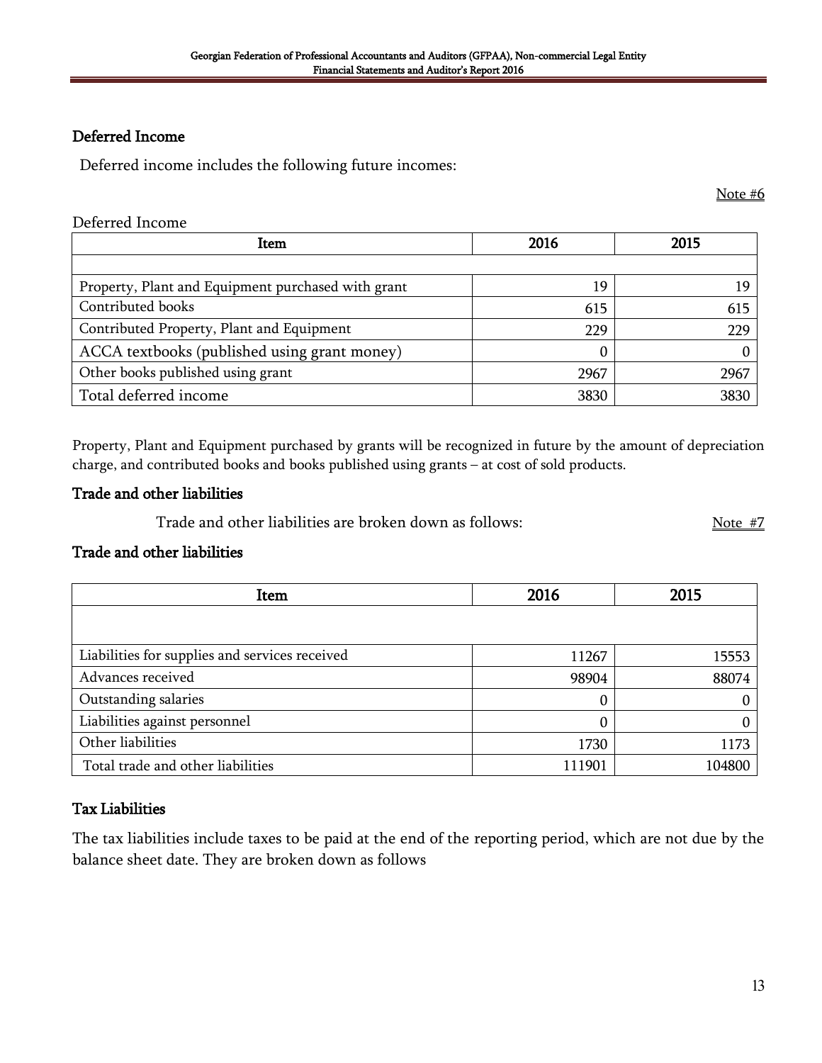## Deferred Income

Deferred income includes the following future incomes:

Note #6

Deferred Income

| Item | 2016 | 2015 |
|---|---|---|
| | | |
| Property, Plant and Equipment purchased with grant | 19 | 19 |
| Contributed books | 615 | 615 |
| Contributed Property, Plant and Equipment | 229 | 229 |
| ACCA textbooks (published using grant money) | 0 | 0 |
| Other books published using grant | 2967 | 2967 |
| Total deferred income | 3830 | 3830 |

Property, Plant and Equipment purchased by grants will be recognized in future by the amount of depreciation charge, and contributed books and books published using grants – at cost of sold products.

## Trade and other liabilities

Trade and other liabilities are broken down as follows:

Note #7

### Trade and other liabilities

| Item | 2016 | 2015 |
|---|---|---|
| | | |
| Liabilities for supplies and services received | 11267 | 15553 |
| Advances received | 98904 | 88074 |
| Outstanding salaries | 0 | 0 |
| Liabilities against personnel | 0 | 0 |
| Other liabilities | 1730 | 1173 |
| Total trade and other liabilities | 111901 | 104800 |

## Tax Liabilities

The tax liabilities include taxes to be paid at the end of the reporting period, which are not due by the balance sheet date. They are broken down as follows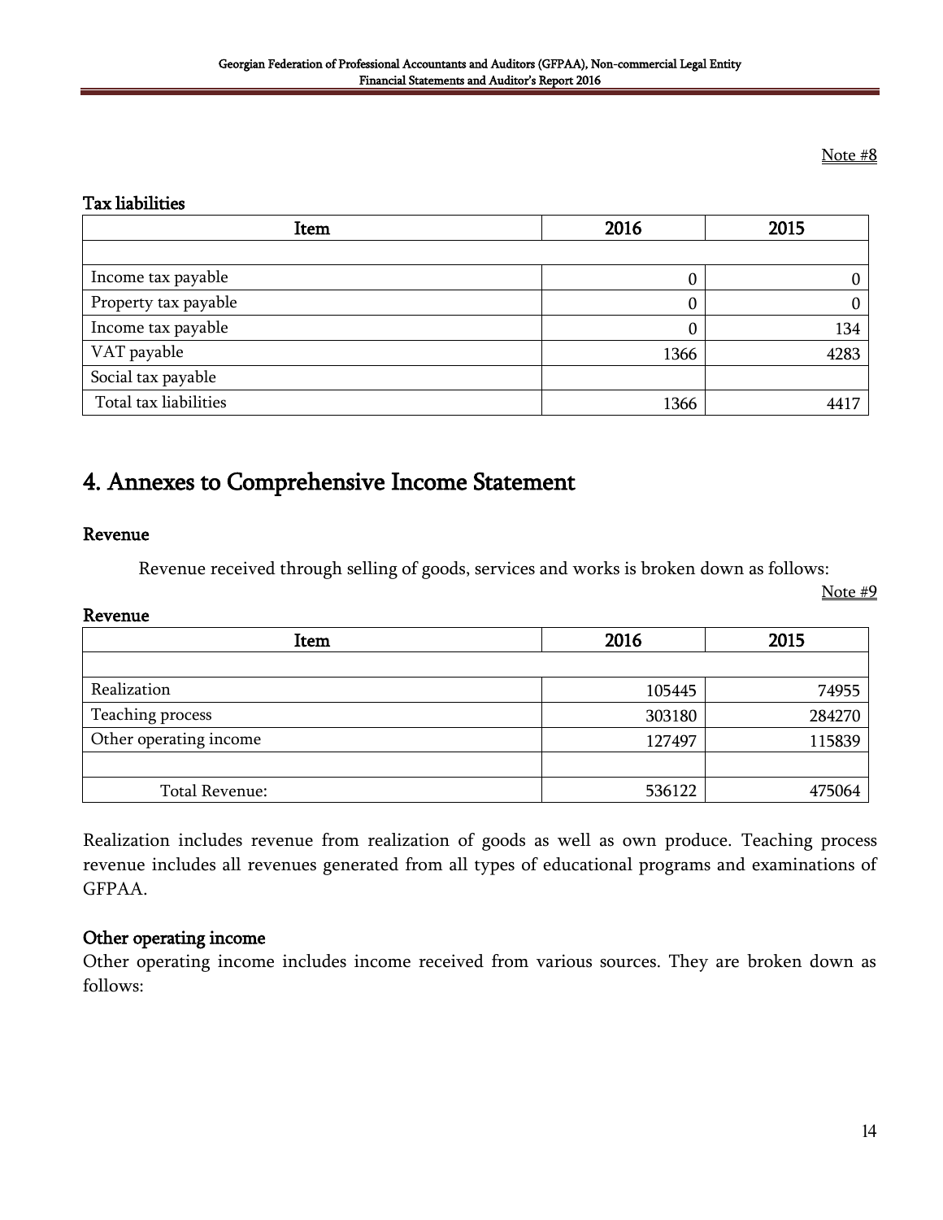Note #8

**Tax liabilities**

| Item | 2016 | 2015 |
|---|---|---|
| | | |
| Income tax payable | 0 | 0 |
| Property tax payable | 0 | 0 |
| Income tax payable | 0 | 134 |
| VAT payable | 1366 | 4283 |
| Social tax payable | | |
| Total tax liabilities | 1366 | 4417 |

# 4. Annexes to Comprehensive Income Statement

**Revenue**

Revenue received through selling of goods, services and works is broken down as follows:

Note #9

**Revenue**

| Item | 2016 | 2015 |
|---|---|---|
| | | |
| Realization | 105445 | 74955 |
| Teaching process | 303180 | 284270 |
| Other operating income | 127497 | 115839 |
| | | |
| Total Revenue: | 536122 | 475064 |

Realization includes revenue from realization of goods as well as own produce. Teaching process revenue includes all revenues generated from all types of educational programs and examinations of GFPAA.

**Other operating income**

Other operating income includes income received from various sources. They are broken down as follows: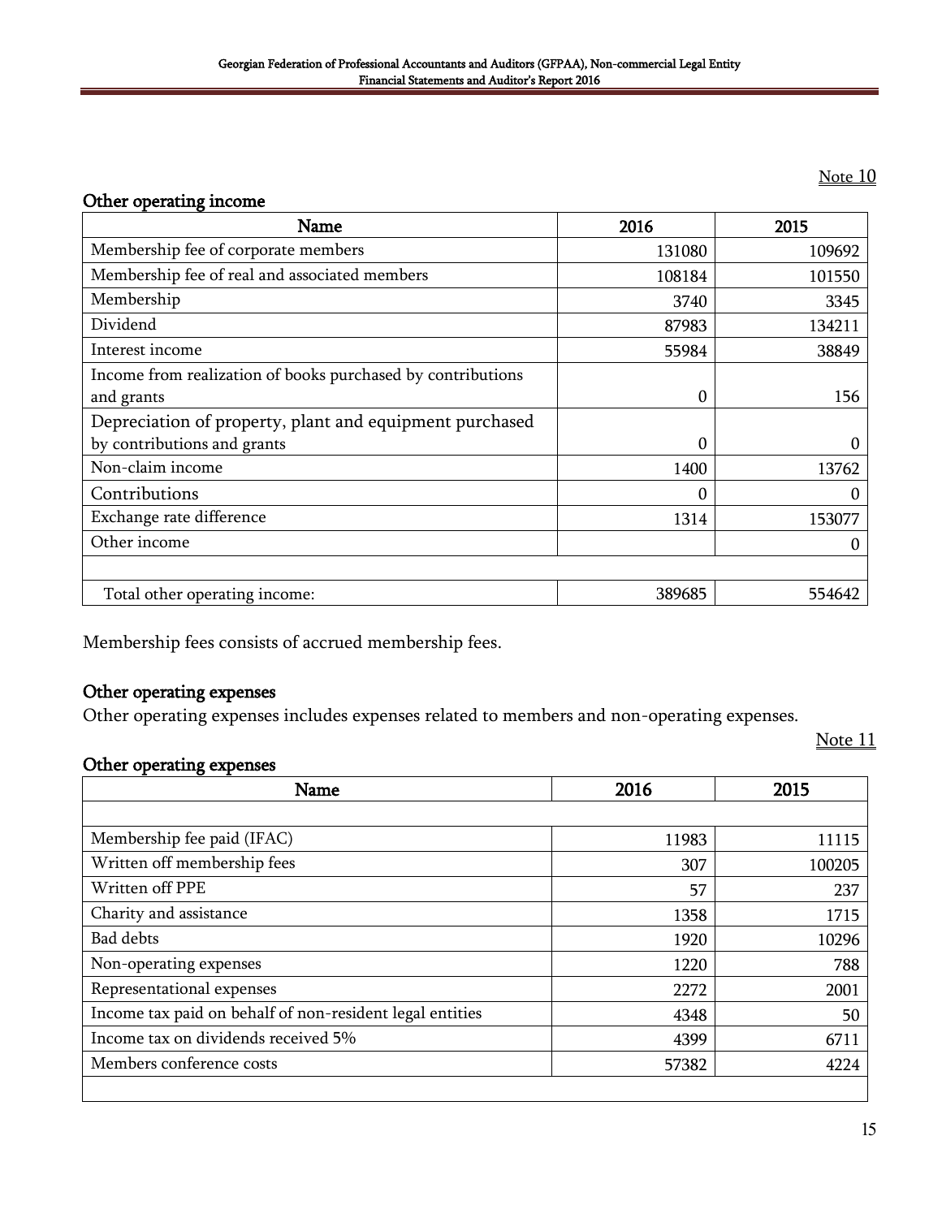Note 10

**Other operating income**

| Name | 2016 | 2015 |
|---|---|---|
| Membership fee of corporate members | 131080 | 109692 |
| Membership fee of real and associated members | 108184 | 101550 |
| Membership | 3740 | 3345 |
| Dividend | 87983 | 134211 |
| Interest income | 55984 | 38849 |
| Income from realization of books purchased by contributions and grants | 0 | 156 |
| Depreciation of property, plant and equipment purchased by contributions and grants | 0 | 0 |
| Non-claim income | 1400 | 13762 |
| Contributions | 0 | 0 |
| Exchange rate difference | 1314 | 153077 |
| Other income | | 0 |
| | | |
| Total other operating income: | 389685 | 554642 |

Membership fees consists of accrued membership fees.

**Other operating expenses**

Other operating expenses includes expenses related to members and non-operating expenses.

Note 11

**Other operating expenses**

| Name | 2016 | 2015 |
|---|---|---|
| | | |
| Membership fee paid (IFAC) | 11983 | 11115 |
| Written off membership fees | 307 | 100205 |
| Written off PPE | 57 | 237 |
| Charity and assistance | 1358 | 1715 |
| Bad debts | 1920 | 10296 |
| Non-operating expenses | 1220 | 788 |
| Representational expenses | 2272 | 2001 |
| Income tax paid on behalf of non-resident legal entities | 4348 | 50 |
| Income tax on dividends received 5% | 4399 | 6711 |
| Members conference costs | 57382 | 4224 |
| | | |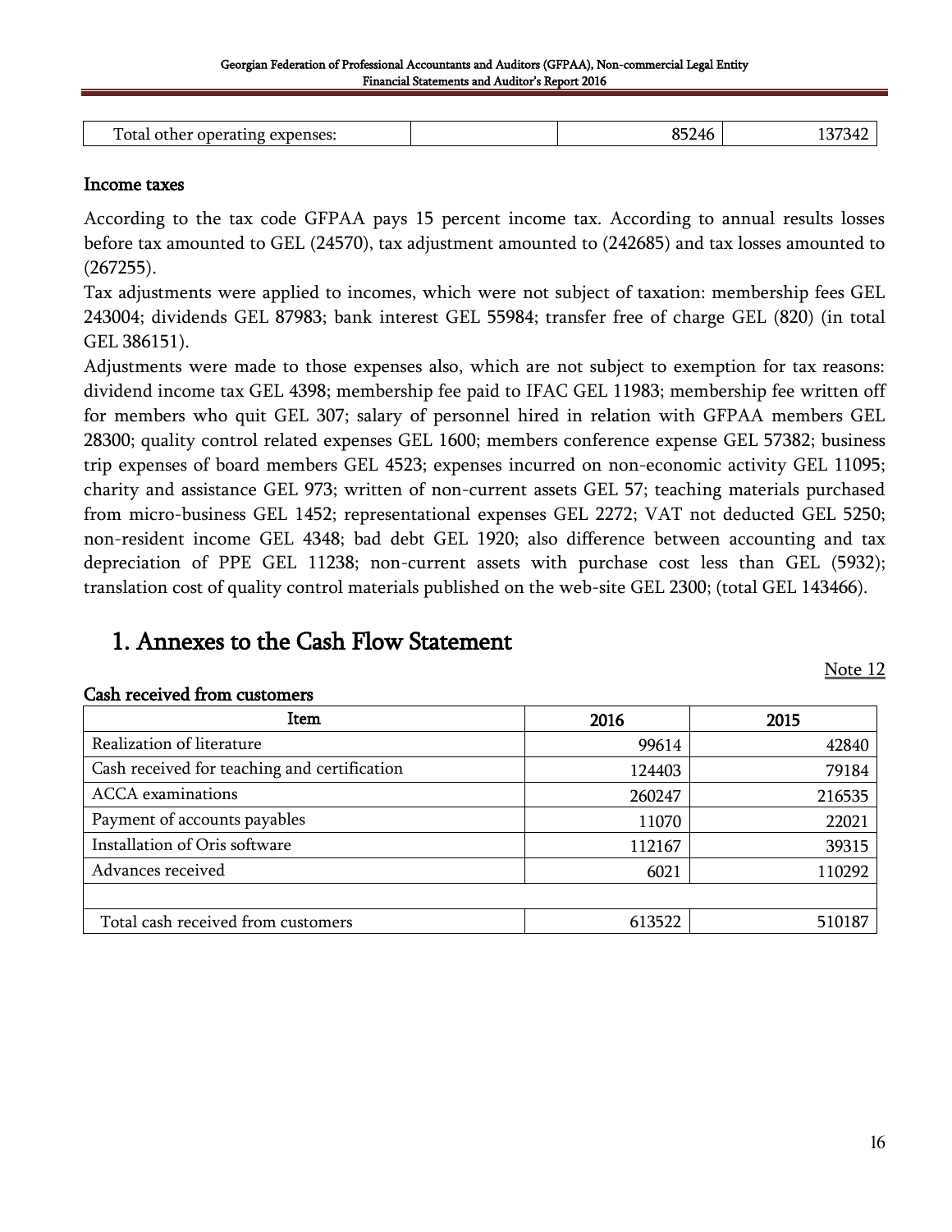| Total other operating expenses: | | 85246 | 137342 |
|---|---|---|---|

### Income taxes

According to the tax code GFPAA pays 15 percent income tax. According to annual results losses before tax amounted to GEL (24570), tax adjustment amounted to (242685) and tax losses amounted to (267255).

Tax adjustments were applied to incomes, which were not subject of taxation: membership fees GEL 243004; dividends GEL 87983; bank interest GEL 55984; transfer free of charge GEL (820) (in total GEL 386151).

Adjustments were made to those expenses also, which are not subject to exemption for tax reasons: dividend income tax GEL 4398; membership fee paid to IFAC GEL 11983; membership fee written off for members who quit GEL 307; salary of personnel hired in relation with GFPAA members GEL 28300; quality control related expenses GEL 1600; members conference expense GEL 57382; business trip expenses of board members GEL 4523; expenses incurred on non-economic activity GEL 11095; charity and assistance GEL 973; written of non-current assets GEL 57; teaching materials purchased from micro-business GEL 1452; representational expenses GEL 2272; VAT not deducted GEL 5250; non-resident income GEL 4348; bad debt GEL 1920; also difference between accounting and tax depreciation of PPE GEL 11238; non-current assets with purchase cost less than GEL (5932); translation cost of quality control materials published on the web-site GEL 2300; (total GEL 143466).

# 1. Annexes to the Cash Flow Statement

Note 12

### Cash received from customers

| Item | 2016 | 2015 |
|---|---|---|
| Realization of literature | 99614 | 42840 |
| Cash received for teaching and certification | 124403 | 79184 |
| ACCA examinations | 260247 | 216535 |
| Payment of accounts payables | 11070 | 22021 |
| Installation of Oris software | 112167 | 39315 |
| Advances received | 6021 | 110292 |
| | | |
| Total cash received from customers | 613522 | 510187 |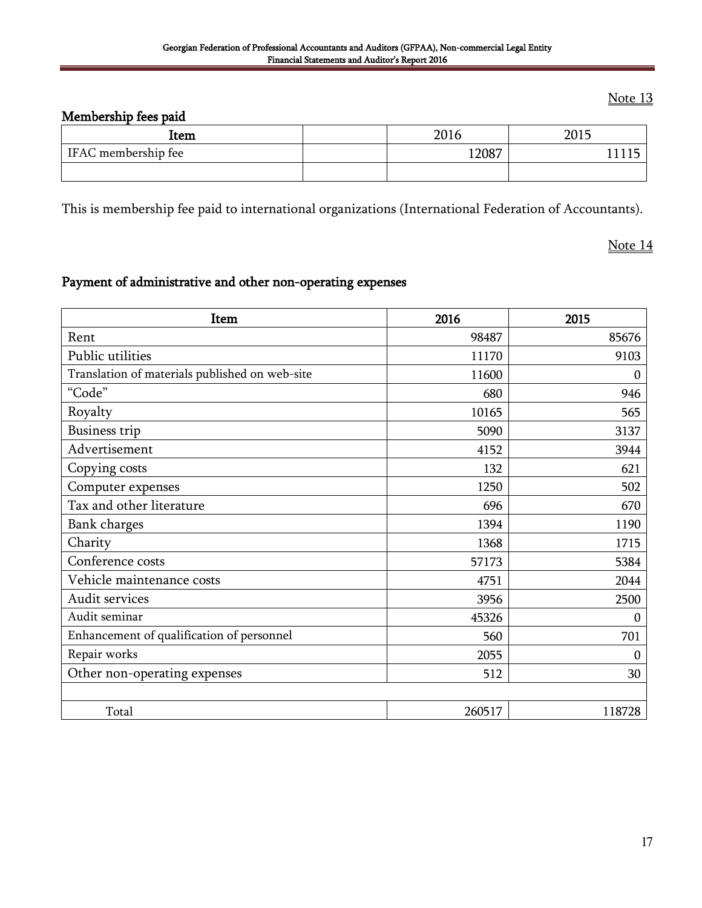Note 13

## Membership fees paid

| Item | | 2016 | 2015 |
|---|---|---|---|
| IFAC membership fee | | 12087 | 11115 |
| | | | |

This is membership fee paid to international organizations (International Federation of Accountants).

Note 14

## Payment of administrative and other non-operating expenses

| Item | 2016 | 2015 |
|---|---|---|
| Rent | 98487 | 85676 |
| Public utilities | 11170 | 9103 |
| Translation of materials published on web-site | 11600 | 0 |
| "Code" | 680 | 946 |
| Royalty | 10165 | 565 |
| Business trip | 5090 | 3137 |
| Advertisement | 4152 | 3944 |
| Copying costs | 132 | 621 |
| Computer expenses | 1250 | 502 |
| Tax and other literature | 696 | 670 |
| Bank charges | 1394 | 1190 |
| Charity | 1368 | 1715 |
| Conference costs | 57173 | 5384 |
| Vehicle maintenance costs | 4751 | 2044 |
| Audit services | 3956 | 2500 |
| Audit seminar | 45326 | 0 |
| Enhancement of qualification of personnel | 560 | 701 |
| Repair works | 2055 | 0 |
| Other non-operating expenses | 512 | 30 |
| | | |
| Total | 260517 | 118728 |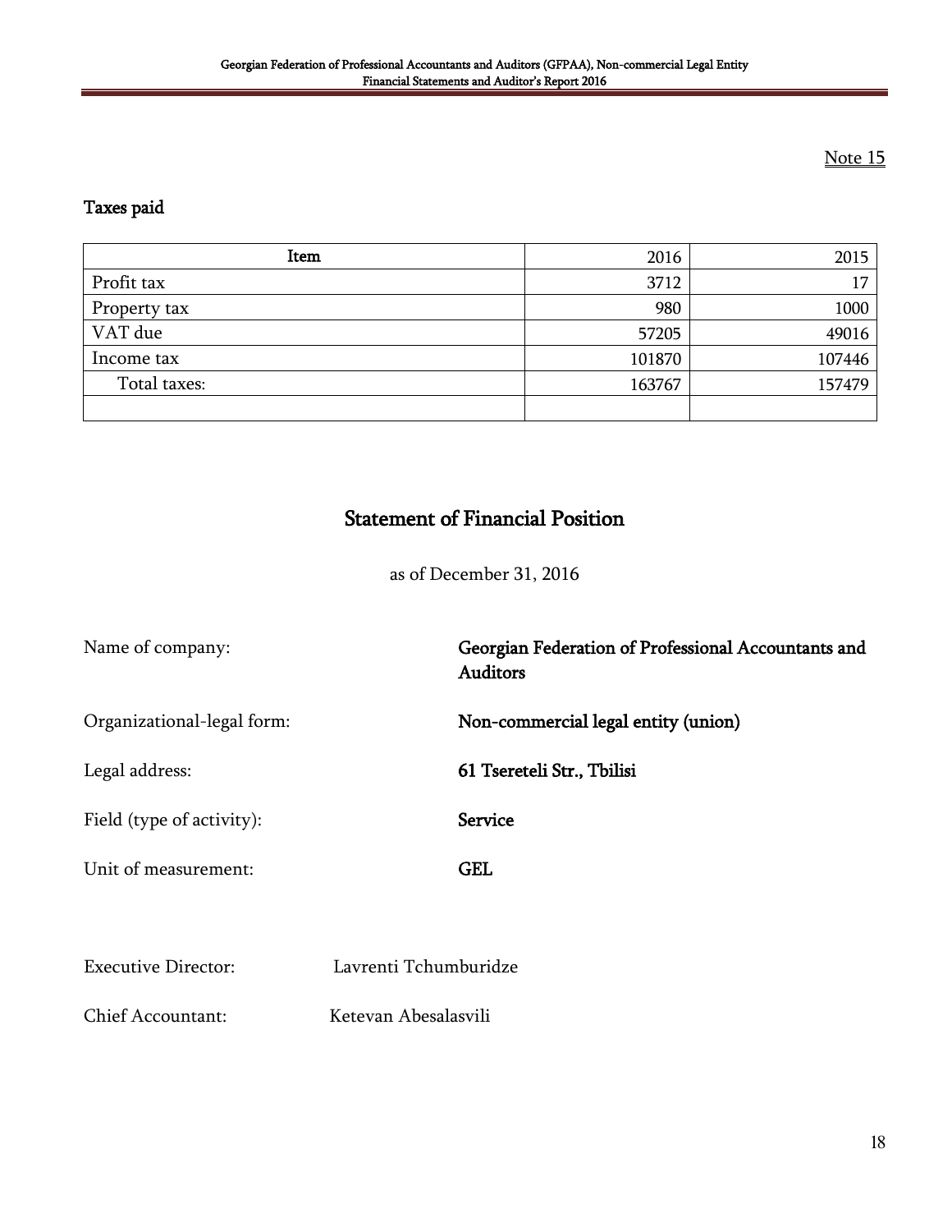Note 15

## Taxes paid

| Item | 2016 | 2015 |
|---|---|---|
| Profit tax | 3712 | 17 |
| Property tax | 980 | 1000 |
| VAT due | 57205 | 49016 |
| Income tax | 101870 | 107446 |
| Total taxes: | 163767 | 157479 |
| | | |

# Statement of Financial Position

as of December 31, 2016

Name of company: **Georgian Federation of Professional Accountants and Auditors**

Organizational-legal form: **Non-commercial legal entity (union)**

Legal address: **61 Tsereteli Str., Tbilisi**

Field (type of activity): **Service**

Unit of measurement: **GEL**

Executive Director: Lavrenti Tchumburidze

Chief Accountant: Ketevan Abesalasvili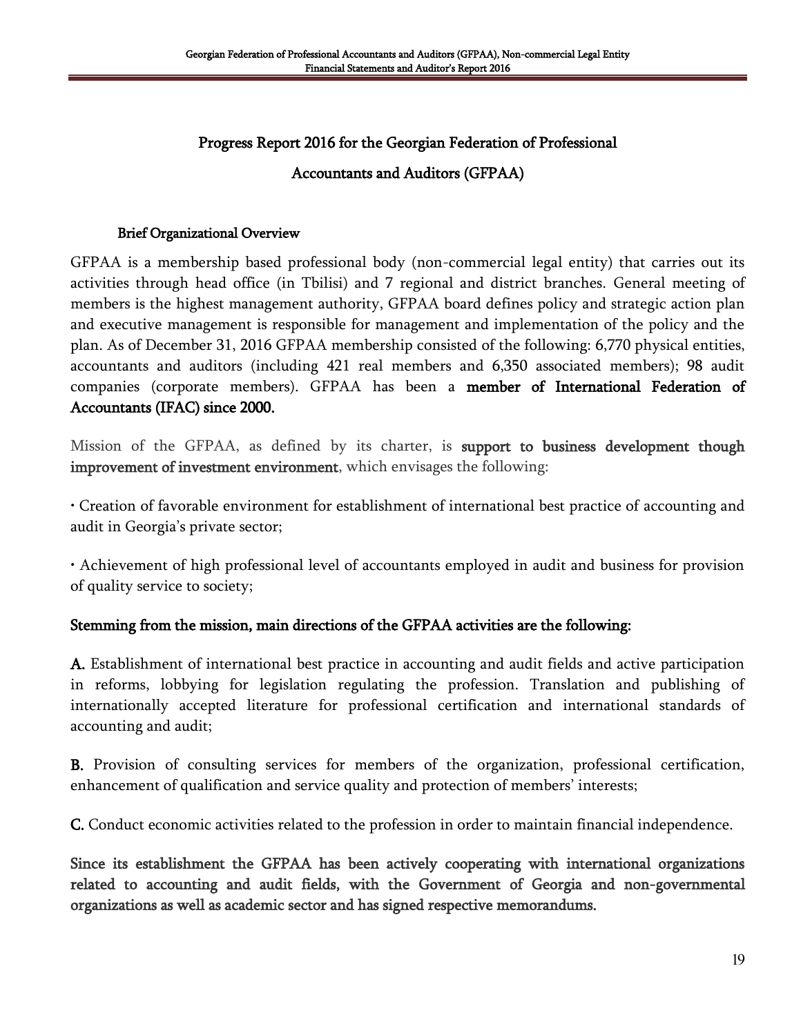## Progress Report 2016 for the Georgian Federation of Professional Accountants and Auditors (GFPAA)

### Brief Organizational Overview

GFPAA is a membership based professional body (non-commercial legal entity) that carries out its activities through head office (in Tbilisi) and 7 regional and district branches. General meeting of members is the highest management authority, GFPAA board defines policy and strategic action plan and executive management is responsible for management and implementation of the policy and the plan. As of December 31, 2016 GFPAA membership consisted of the following: 6,770 physical entities, accountants and auditors (including 421 real members and 6,350 associated members); 98 audit companies (corporate members). GFPAA has been a **member of International Federation of Accountants (IFAC) since 2000.**

Mission of the GFPAA, as defined by its charter, is **support to business development though improvement of investment environment**, which envisages the following:

• Creation of favorable environment for establishment of international best practice of accounting and audit in Georgia's private sector;

• Achievement of high professional level of accountants employed in audit and business for provision of quality service to society;

**Stemming from the mission, main directions of the GFPAA activities are the following:**

**A.** Establishment of international best practice in accounting and audit fields and active participation in reforms, lobbying for legislation regulating the profession. Translation and publishing of internationally accepted literature for professional certification and international standards of accounting and audit;

**B.** Provision of consulting services for members of the organization, professional certification, enhancement of qualification and service quality and protection of members' interests;

**C.** Conduct economic activities related to the profession in order to maintain financial independence.

**Since its establishment the GFPAA has been actively cooperating with international organizations related to accounting and audit fields, with the Government of Georgia and non-governmental organizations as well as academic sector and has signed respective memorandums.**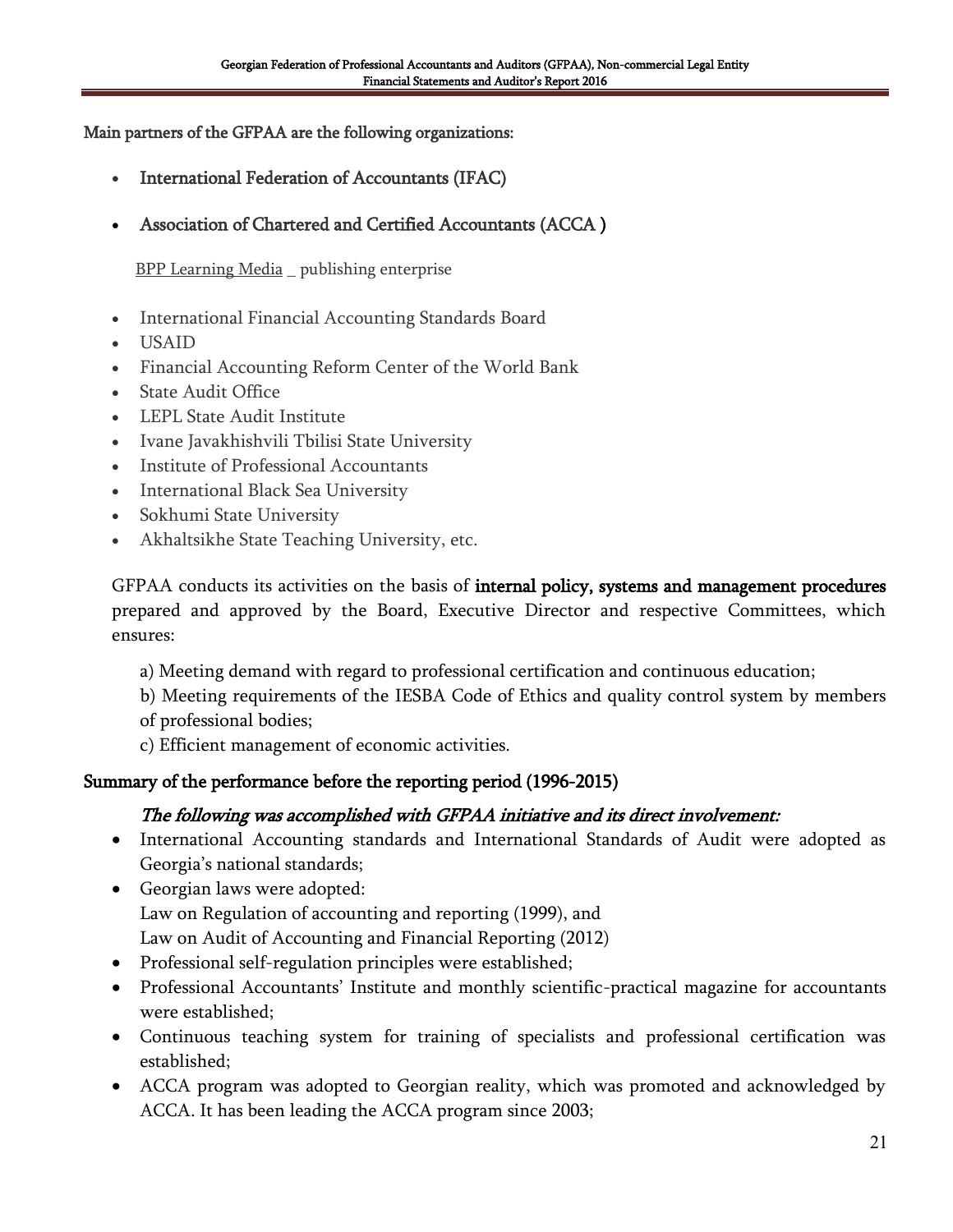**Main partners of the GFPAA are the following organizations:**

- International Federation of Accountants (IFAC)
- Association of Chartered and Certified Accountants (ACCA )

  BPP Learning Media _ publishing enterprise

- International Financial Accounting Standards Board
- USAID
- Financial Accounting Reform Center of the World Bank
- State Audit Office
- LEPL State Audit Institute
- Ivane Javakhishvili Tbilisi State University
- Institute of Professional Accountants
- International Black Sea University
- Sokhumi State University
- Akhaltsikhe State Teaching University, etc.

GFPAA conducts its activities on the basis of **internal policy, systems and management procedures** prepared and approved by the Board, Executive Director and respective Committees, which ensures:

a) Meeting demand with regard to professional certification and continuous education;

b) Meeting requirements of the IESBA Code of Ethics and quality control system by members of professional bodies;

c) Efficient management of economic activities.

**Summary of the performance before the reporting period (1996-2015)**

***The following was accomplished with GFPAA initiative and its direct involvement:***

- International Accounting standards and International Standards of Audit were adopted as Georgia's national standards;
- Georgian laws were adopted:
  Law on Regulation of accounting and reporting (1999), and
  Law on Audit of Accounting and Financial Reporting (2012)
- Professional self-regulation principles were established;
- Professional Accountants' Institute and monthly scientific-practical magazine for accountants were established;
- Continuous teaching system for training of specialists and professional certification was established;
- ACCA program was adopted to Georgian reality, which was promoted and acknowledged by ACCA. It has been leading the ACCA program since 2003;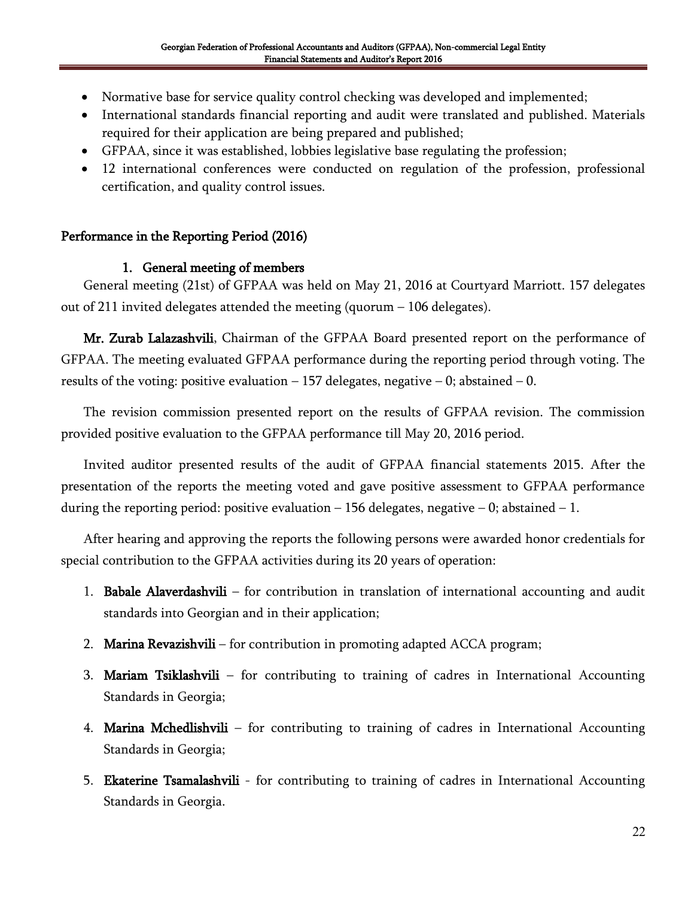- Normative base for service quality control checking was developed and implemented;
- International standards financial reporting and audit were translated and published. Materials required for their application are being prepared and published;
- GFPAA, since it was established, lobbies legislative base regulating the profession;
- 12 international conferences were conducted on regulation of the profession, professional certification, and quality control issues.

## Performance in the Reporting Period (2016)

### 1. General meeting of members

General meeting (21st) of GFPAA was held on May 21, 2016 at Courtyard Marriott. 157 delegates out of 211 invited delegates attended the meeting (quorum – 106 delegates).

**Mr. Zurab Lalazashvili**, Chairman of the GFPAA Board presented report on the performance of GFPAA. The meeting evaluated GFPAA performance during the reporting period through voting. The results of the voting: positive evaluation – 157 delegates, negative – 0; abstained – 0.

The revision commission presented report on the results of GFPAA revision. The commission provided positive evaluation to the GFPAA performance till May 20, 2016 period.

Invited auditor presented results of the audit of GFPAA financial statements 2015. After the presentation of the reports the meeting voted and gave positive assessment to GFPAA performance during the reporting period: positive evaluation – 156 delegates, negative – 0; abstained – 1.

After hearing and approving the reports the following persons were awarded honor credentials for special contribution to the GFPAA activities during its 20 years of operation:

1. **Babale Alaverdashvili** – for contribution in translation of international accounting and audit standards into Georgian and in their application;
2. **Marina Revazishvili** – for contribution in promoting adapted ACCA program;
3. **Mariam Tsiklashvili** – for contributing to training of cadres in International Accounting Standards in Georgia;
4. **Marina Mchedlishvili** – for contributing to training of cadres in International Accounting Standards in Georgia;
5. **Ekaterine Tsamalashvili** - for contributing to training of cadres in International Accounting Standards in Georgia.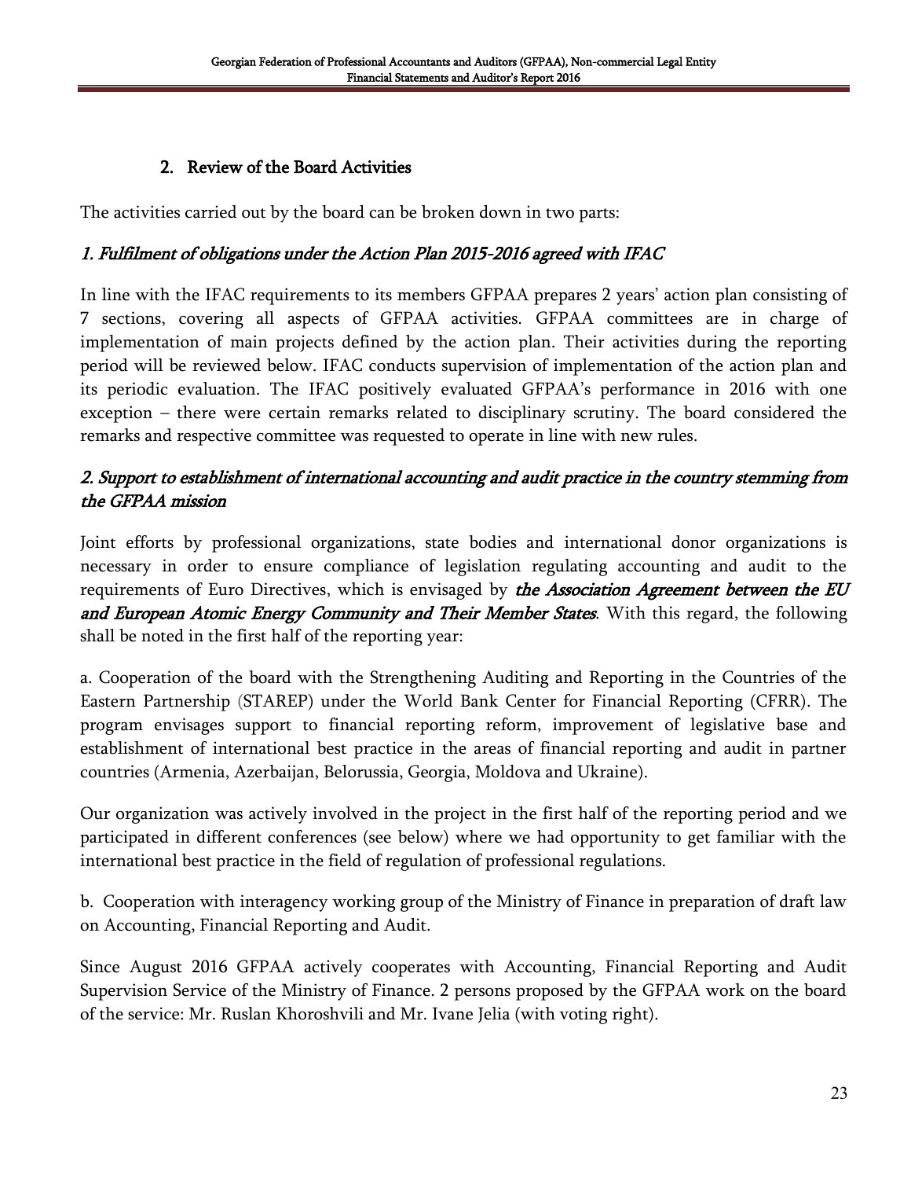## 2. Review of the Board Activities

The activities carried out by the board can be broken down in two parts:

### *1. Fulfilment of obligations under the Action Plan 2015-2016 agreed with IFAC*

In line with the IFAC requirements to its members GFPAA prepares 2 years' action plan consisting of 7 sections, covering all aspects of GFPAA activities. GFPAA committees are in charge of implementation of main projects defined by the action plan. Their activities during the reporting period will be reviewed below. IFAC conducts supervision of implementation of the action plan and its periodic evaluation. The IFAC positively evaluated GFPAA's performance in 2016 with one exception – there were certain remarks related to disciplinary scrutiny. The board considered the remarks and respective committee was requested to operate in line with new rules.

### *2. Support to establishment of international accounting and audit practice in the country stemming from the GFPAA mission*

Joint efforts by professional organizations, state bodies and international donor organizations is necessary in order to ensure compliance of legislation regulating accounting and audit to the requirements of Euro Directives, which is envisaged by ***the Association Agreement between the EU and European Atomic Energy Community and Their Member States***. With this regard, the following shall be noted in the first half of the reporting year:

a. Cooperation of the board with the Strengthening Auditing and Reporting in the Countries of the Eastern Partnership (STAREP) under the World Bank Center for Financial Reporting (CFRR). The program envisages support to financial reporting reform, improvement of legislative base and establishment of international best practice in the areas of financial reporting and audit in partner countries (Armenia, Azerbaijan, Belorussia, Georgia, Moldova and Ukraine).

Our organization was actively involved in the project in the first half of the reporting period and we participated in different conferences (see below) where we had opportunity to get familiar with the international best practice in the field of regulation of professional regulations.

b. Cooperation with interagency working group of the Ministry of Finance in preparation of draft law on Accounting, Financial Reporting and Audit.

Since August 2016 GFPAA actively cooperates with Accounting, Financial Reporting and Audit Supervision Service of the Ministry of Finance. 2 persons proposed by the GFPAA work on the board of the service: Mr. Ruslan Khoroshvili and Mr. Ivane Jelia (with voting right).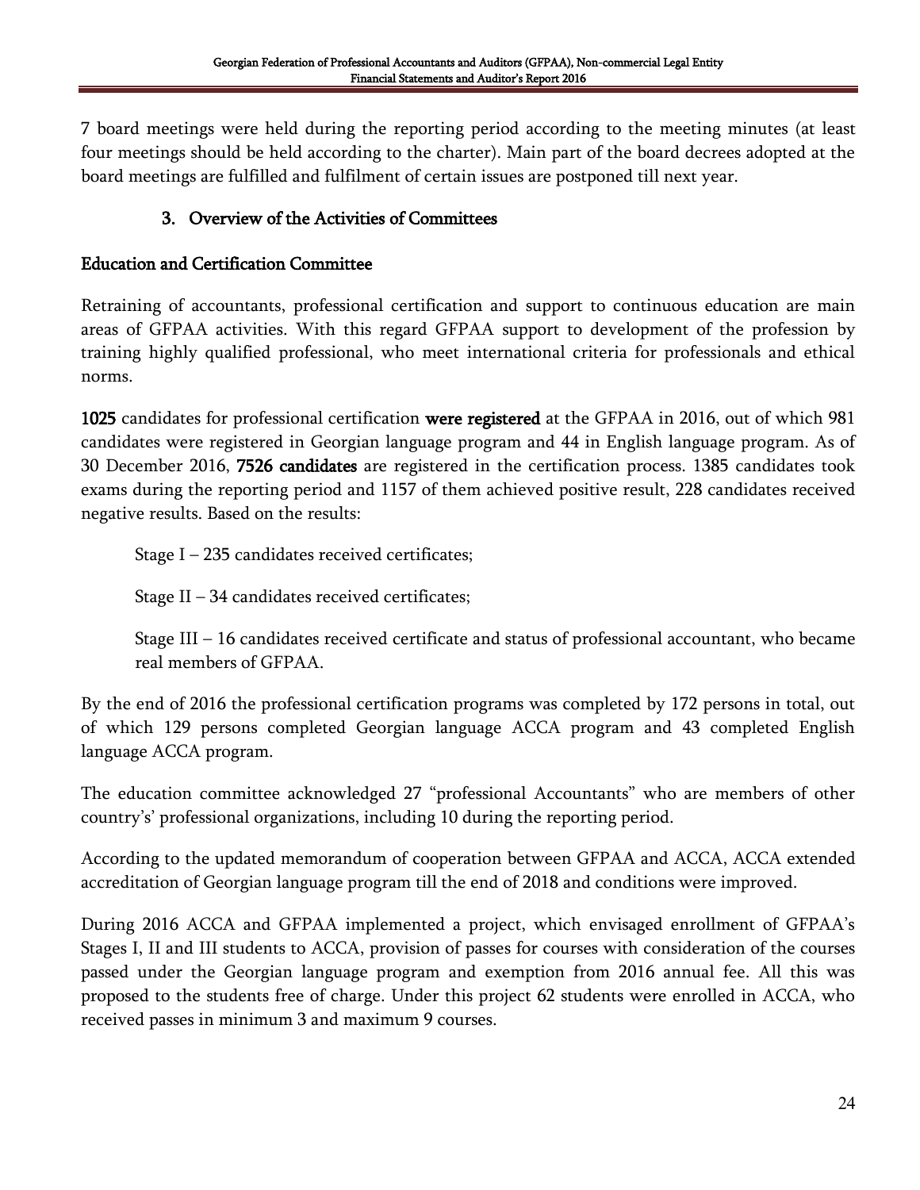7 board meetings were held during the reporting period according to the meeting minutes (at least four meetings should be held according to the charter). Main part of the board decrees adopted at the board meetings are fulfilled and fulfilment of certain issues are postponed till next year.

## 3. Overview of the Activities of Committees

### Education and Certification Committee

Retraining of accountants, professional certification and support to continuous education are main areas of GFPAA activities. With this regard GFPAA support to development of the profession by training highly qualified professional, who meet international criteria for professionals and ethical norms.

**1025** candidates for professional certification **were registered** at the GFPAA in 2016, out of which 981 candidates were registered in Georgian language program and 44 in English language program. As of 30 December 2016, **7526 candidates** are registered in the certification process. 1385 candidates took exams during the reporting period and 1157 of them achieved positive result, 228 candidates received negative results. Based on the results:

Stage I – 235 candidates received certificates;

Stage II – 34 candidates received certificates;

Stage III – 16 candidates received certificate and status of professional accountant, who became real members of GFPAA.

By the end of 2016 the professional certification programs was completed by 172 persons in total, out of which 129 persons completed Georgian language ACCA program and 43 completed English language ACCA program.

The education committee acknowledged 27 "professional Accountants" who are members of other country's' professional organizations, including 10 during the reporting period.

According to the updated memorandum of cooperation between GFPAA and ACCA, ACCA extended accreditation of Georgian language program till the end of 2018 and conditions were improved.

During 2016 ACCA and GFPAA implemented a project, which envisaged enrollment of GFPAA's Stages I, II and III students to ACCA, provision of passes for courses with consideration of the courses passed under the Georgian language program and exemption from 2016 annual fee. All this was proposed to the students free of charge. Under this project 62 students were enrolled in ACCA, who received passes in minimum 3 and maximum 9 courses.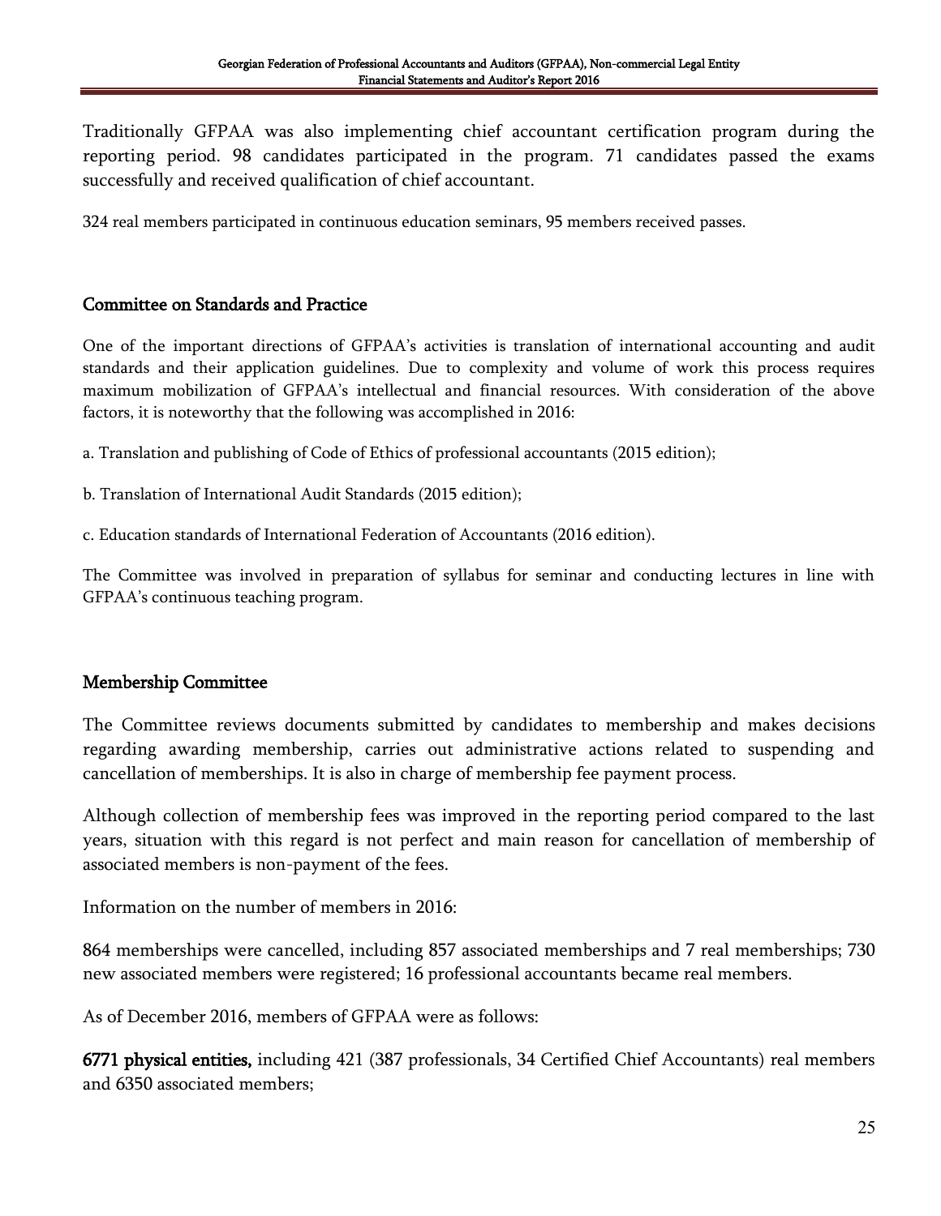Traditionally GFPAA was also implementing chief accountant certification program during the reporting period. 98 candidates participated in the program. 71 candidates passed the exams successfully and received qualification of chief accountant.

324 real members participated in continuous education seminars, 95 members received passes.

## Committee on Standards and Practice

One of the important directions of GFPAA's activities is translation of international accounting and audit standards and their application guidelines. Due to complexity and volume of work this process requires maximum mobilization of GFPAA's intellectual and financial resources. With consideration of the above factors, it is noteworthy that the following was accomplished in 2016:

a. Translation and publishing of Code of Ethics of professional accountants (2015 edition);

b. Translation of International Audit Standards (2015 edition);

c. Education standards of International Federation of Accountants (2016 edition).

The Committee was involved in preparation of syllabus for seminar and conducting lectures in line with GFPAA's continuous teaching program.

## Membership Committee

The Committee reviews documents submitted by candidates to membership and makes decisions regarding awarding membership, carries out administrative actions related to suspending and cancellation of memberships. It is also in charge of membership fee payment process.

Although collection of membership fees was improved in the reporting period compared to the last years, situation with this regard is not perfect and main reason for cancellation of membership of associated members is non-payment of the fees.

Information on the number of members in 2016:

864 memberships were cancelled, including 857 associated memberships and 7 real memberships; 730 new associated members were registered; 16 professional accountants became real members.

As of December 2016, members of GFPAA were as follows:

**6771 physical entities,** including 421 (387 professionals, 34 Certified Chief Accountants) real members and 6350 associated members;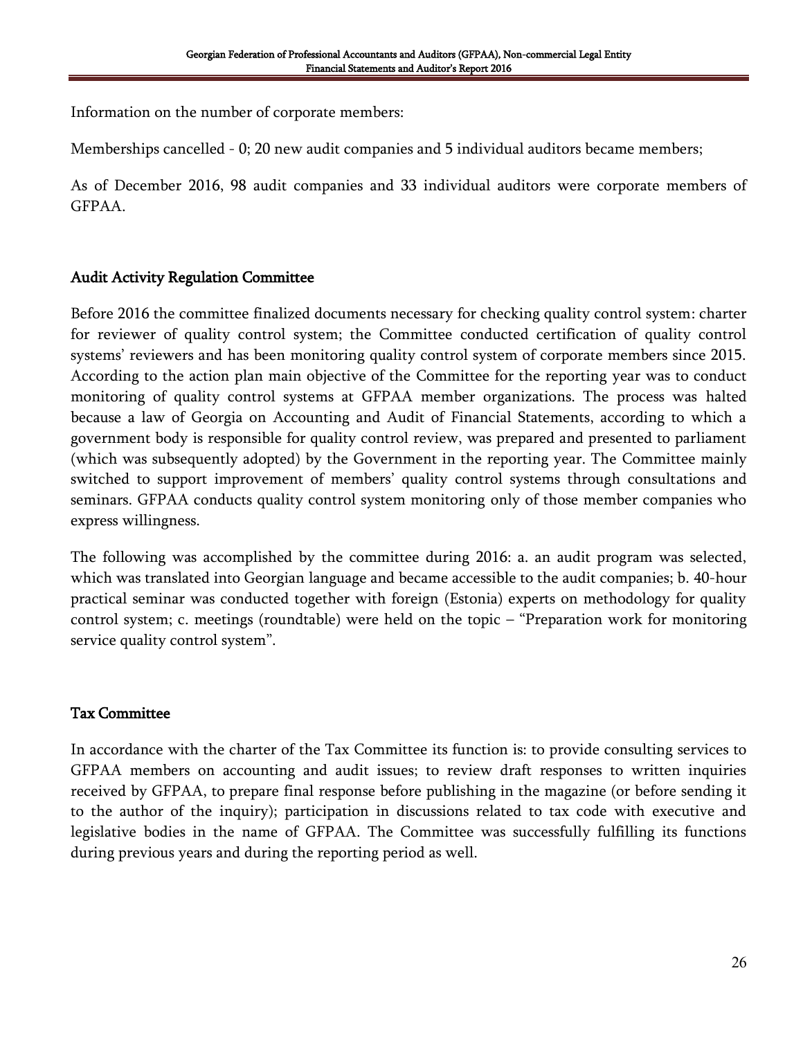Information on the number of corporate members:

Memberships cancelled - 0; 20 new audit companies and 5 individual auditors became members;

As of December 2016, 98 audit companies and 33 individual auditors were corporate members of GFPAA.

## Audit Activity Regulation Committee

Before 2016 the committee finalized documents necessary for checking quality control system: charter for reviewer of quality control system; the Committee conducted certification of quality control systems' reviewers and has been monitoring quality control system of corporate members since 2015. According to the action plan main objective of the Committee for the reporting year was to conduct monitoring of quality control systems at GFPAA member organizations. The process was halted because a law of Georgia on Accounting and Audit of Financial Statements, according to which a government body is responsible for quality control review, was prepared and presented to parliament (which was subsequently adopted) by the Government in the reporting year. The Committee mainly switched to support improvement of members' quality control systems through consultations and seminars. GFPAA conducts quality control system monitoring only of those member companies who express willingness.

The following was accomplished by the committee during 2016: a. an audit program was selected, which was translated into Georgian language and became accessible to the audit companies; b. 40-hour practical seminar was conducted together with foreign (Estonia) experts on methodology for quality control system; c. meetings (roundtable) were held on the topic – "Preparation work for monitoring service quality control system".

## Tax Committee

In accordance with the charter of the Tax Committee its function is: to provide consulting services to GFPAA members on accounting and audit issues; to review draft responses to written inquiries received by GFPAA, to prepare final response before publishing in the magazine (or before sending it to the author of the inquiry); participation in discussions related to tax code with executive and legislative bodies in the name of GFPAA. The Committee was successfully fulfilling its functions during previous years and during the reporting period as well.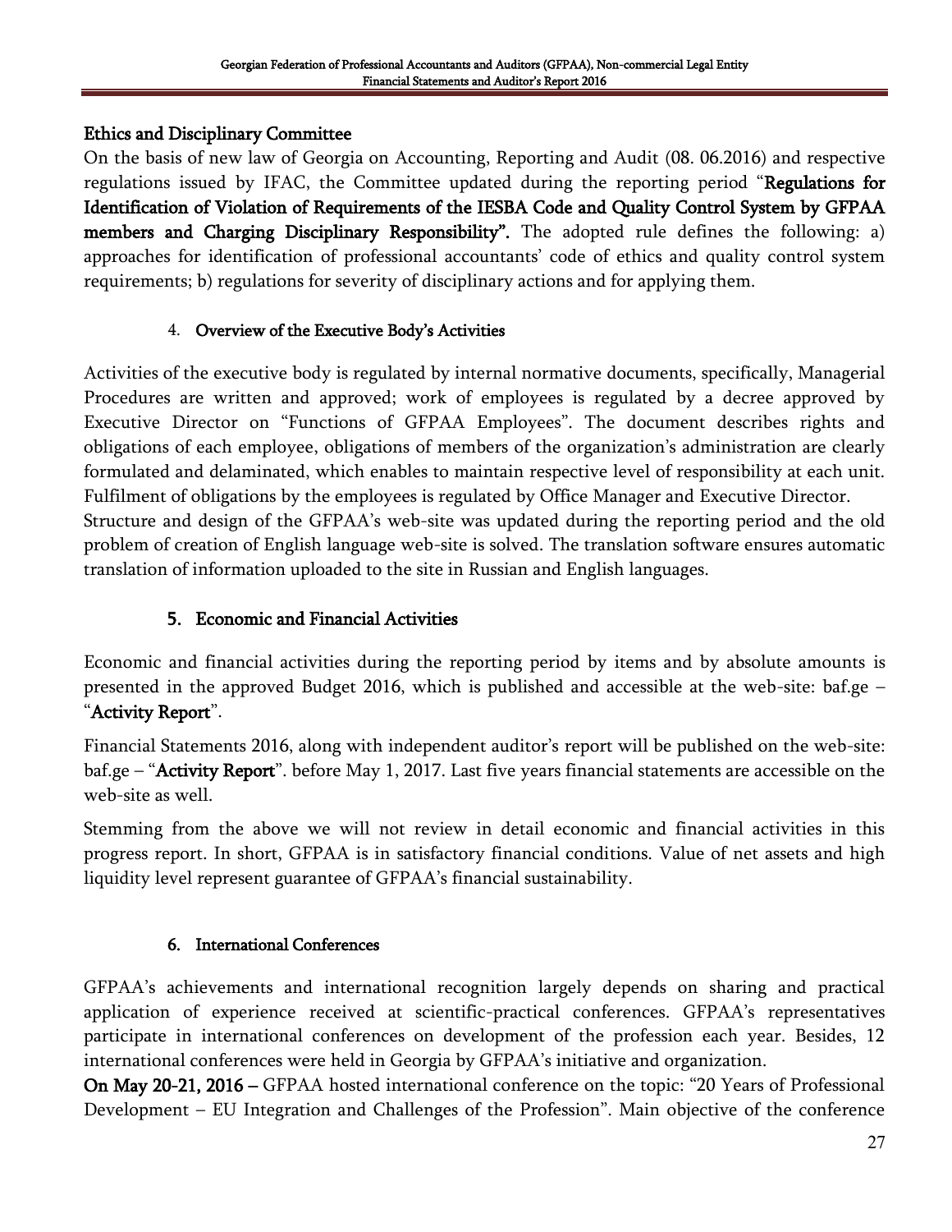**Ethics and Disciplinary Committee**

On the basis of new law of Georgia on Accounting, Reporting and Audit (08. 06.2016) and respective regulations issued by IFAC, the Committee updated during the reporting period "**Regulations for Identification of Violation of Requirements of the IESBA Code and Quality Control System by GFPAA members and Charging Disciplinary Responsibility".** The adopted rule defines the following: a) approaches for identification of professional accountants' code of ethics and quality control system requirements; b) regulations for severity of disciplinary actions and for applying them.

## 4. Overview of the Executive Body's Activities

Activities of the executive body is regulated by internal normative documents, specifically, Managerial Procedures are written and approved; work of employees is regulated by a decree approved by Executive Director on "Functions of GFPAA Employees". The document describes rights and obligations of each employee, obligations of members of the organization's administration are clearly formulated and delaminated, which enables to maintain respective level of responsibility at each unit. Fulfilment of obligations by the employees is regulated by Office Manager and Executive Director.

Structure and design of the GFPAA's web-site was updated during the reporting period and the old problem of creation of English language web-site is solved. The translation software ensures automatic translation of information uploaded to the site in Russian and English languages.

## 5. Economic and Financial Activities

Economic and financial activities during the reporting period by items and by absolute amounts is presented in the approved Budget 2016, which is published and accessible at the web-site: baf.ge – "**Activity Report**".

Financial Statements 2016, along with independent auditor's report will be published on the web-site: baf.ge – "**Activity Report**". before May 1, 2017. Last five years financial statements are accessible on the web-site as well.

Stemming from the above we will not review in detail economic and financial activities in this progress report. In short, GFPAA is in satisfactory financial conditions. Value of net assets and high liquidity level represent guarantee of GFPAA's financial sustainability.

## 6. International Conferences

GFPAA's achievements and international recognition largely depends on sharing and practical application of experience received at scientific-practical conferences. GFPAA's representatives participate in international conferences on development of the profession each year. Besides, 12 international conferences were held in Georgia by GFPAA's initiative and organization.

**On May 20-21, 2016 –** GFPAA hosted international conference on the topic: "20 Years of Professional Development – EU Integration and Challenges of the Profession". Main objective of the conference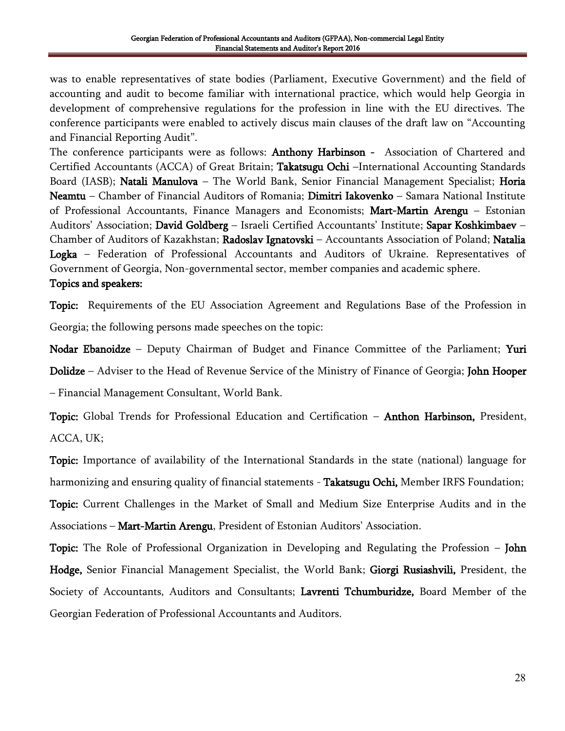was to enable representatives of state bodies (Parliament, Executive Government) and the field of accounting and audit to become familiar with international practice, which would help Georgia in development of comprehensive regulations for the profession in line with the EU directives. The conference participants were enabled to actively discus main clauses of the draft law on "Accounting and Financial Reporting Audit".

The conference participants were as follows: **Anthony Harbinson -** Association of Chartered and Certified Accountants (ACCA) of Great Britain; **Takatsugu Ochi** –International Accounting Standards Board (IASB); **Natali Manulova** – The World Bank, Senior Financial Management Specialist; **Horia Neamtu** – Chamber of Financial Auditors of Romania; **Dimitri Iakovenko** – Samara National Institute of Professional Accountants, Finance Managers and Economists; **Mart-Martin Arengu** – Estonian Auditors' Association; **David Goldberg** – Israeli Certified Accountants' Institute; **Sapar Koshkimbaev** – Chamber of Auditors of Kazakhstan; **Radoslav Ignatovski** – Accountants Association of Poland; **Natalia Logka** – Federation of Professional Accountants and Auditors of Ukraine. Representatives of Government of Georgia, Non-governmental sector, member companies and academic sphere.

**Topics and speakers:**

**Topic:** Requirements of the EU Association Agreement and Regulations Base of the Profession in Georgia; the following persons made speeches on the topic:

**Nodar Ebanoidze** – Deputy Chairman of Budget and Finance Committee of the Parliament; **Yuri Dolidze** – Adviser to the Head of Revenue Service of the Ministry of Finance of Georgia; **John Hooper** – Financial Management Consultant, World Bank.

**Topic:** Global Trends for Professional Education and Certification – **Anthon Harbinson,** President, ACCA, UK;

**Topic:** Importance of availability of the International Standards in the state (national) language for harmonizing and ensuring quality of financial statements - **Takatsugu Ochi,** Member IRFS Foundation;

**Topic:** Current Challenges in the Market of Small and Medium Size Enterprise Audits and in the Associations – **Mart-Martin Arengu**, President of Estonian Auditors' Association.

**Topic:** The Role of Professional Organization in Developing and Regulating the Profession – **John Hodge,** Senior Financial Management Specialist, the World Bank; **Giorgi Rusiashvili,** President, the Society of Accountants, Auditors and Consultants; **Lavrenti Tchumburidze,** Board Member of the Georgian Federation of Professional Accountants and Auditors.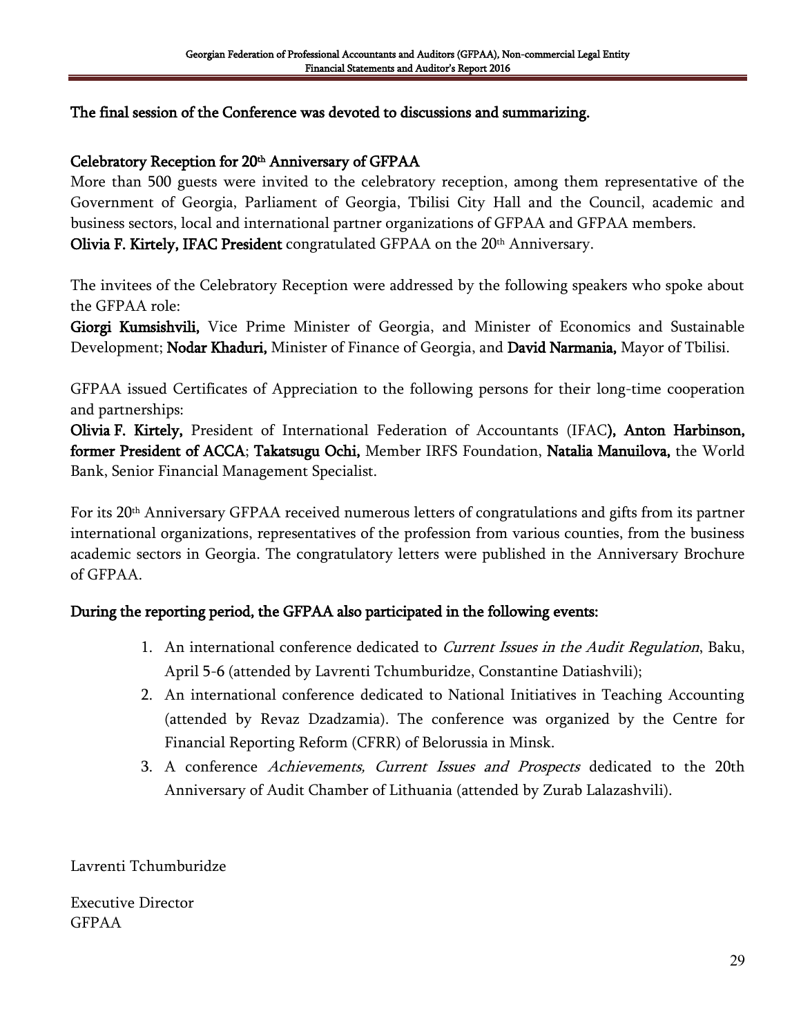**The final session of the Conference was devoted to discussions and summarizing.**

**Celebratory Reception for 20th Anniversary of GFPAA**

More than 500 guests were invited to the celebratory reception, among them representative of the Government of Georgia, Parliament of Georgia, Tbilisi City Hall and the Council, academic and business sectors, local and international partner organizations of GFPAA and GFPAA members.

**Olivia F. Kirtely, IFAC President** congratulated GFPAA on the 20th Anniversary.

The invitees of the Celebratory Reception were addressed by the following speakers who spoke about the GFPAA role:

**Giorgi Kumsishvili,** Vice Prime Minister of Georgia, and Minister of Economics and Sustainable Development; **Nodar Khaduri,** Minister of Finance of Georgia, and **David Narmania,** Mayor of Tbilisi.

GFPAA issued Certificates of Appreciation to the following persons for their long-time cooperation and partnerships:

**Olivia F. Kirtely,** President of International Federation of Accountants (IFAC**), Anton Harbinson, former President of ACCA**; **Takatsugu Ochi,** Member IRFS Foundation, **Natalia Manuilova,** the World Bank, Senior Financial Management Specialist.

For its 20th Anniversary GFPAA received numerous letters of congratulations and gifts from its partner international organizations, representatives of the profession from various counties, from the business academic sectors in Georgia. The congratulatory letters were published in the Anniversary Brochure of GFPAA.

**During the reporting period, the GFPAA also participated in the following events:**

1. An international conference dedicated to *Current Issues in the Audit Regulation*, Baku, April 5-6 (attended by Lavrenti Tchumburidze, Constantine Datiashvili);
2. An international conference dedicated to National Initiatives in Teaching Accounting (attended by Revaz Dzadzamia). The conference was organized by the Centre for Financial Reporting Reform (CFRR) of Belorussia in Minsk.
3. A conference *Achievements, Current Issues and Prospects* dedicated to the 20th Anniversary of Audit Chamber of Lithuania (attended by Zurab Lalazashvili).

Lavrenti Tchumburidze

Executive Director
GFPAA